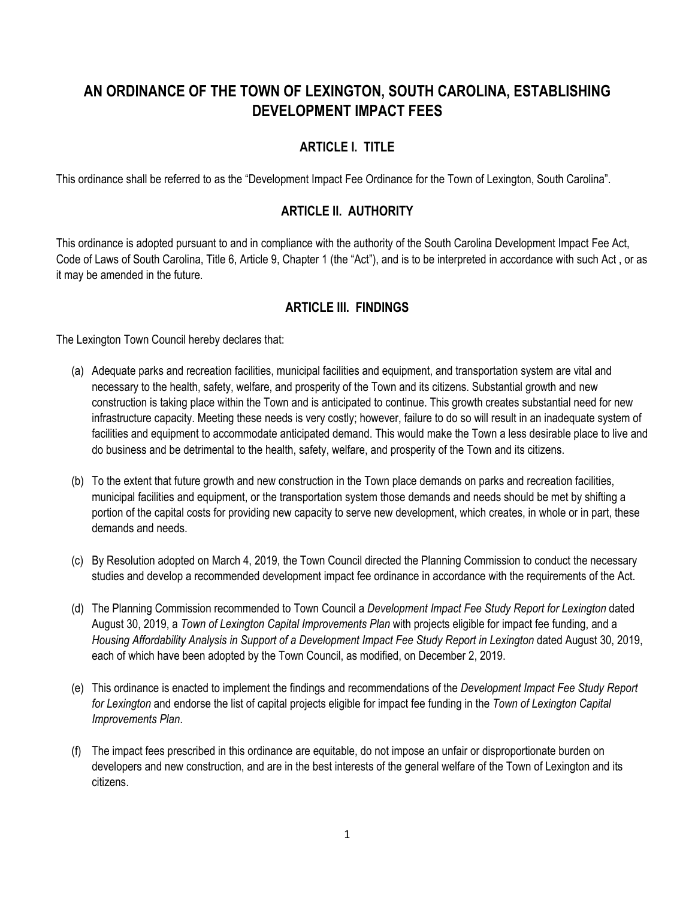# AN ORDINANCE OF THE TOWN OF LEXINGTON, SOUTH CAROLINA, ESTABLISHING DEVELOPMENT IMPACT FEES

## ARTICLE I. TITLE

This ordinance shall be referred to as the "Development Impact Fee Ordinance for the Town of Lexington, South Carolina".

## ARTICLE II. AUTHORITY

This ordinance is adopted pursuant to and in compliance with the authority of the South Carolina Development Impact Fee Act, Code of Laws of South Carolina, Title 6, Article 9, Chapter 1 (the "Act"), and is to be interpreted in accordance with such Act , or as it may be amended in the future.

## ARTICLE III. FINDINGS

The Lexington Town Council hereby declares that:

(a) Adequate parks and recreation facilities, municipal facilities and equipment, and transportation system are vital and necessary to the health, safety, welfare, and prosperity of the Town and its citizens. Substantial growth and new construction is taking place within the Town and is anticipated to continue. This growth creates substantial need for new infrastructure capacity. Meeting these needs is very costly; however, failure to do so will result in an inadequate system of facilities and equipment to accommodate anticipated demand. This would make the Town a less desirable place to live and do business and be detrimental to the health, safety, welfare, and prosperity of the Town and its citizens.

(b) To the extent that future growth and new construction in the Town place demands on parks and recreation facilities, municipal facilities and equipment, or the transportation system those demands and needs should be met by shifting a portion of the capital costs for providing new capacity to serve new development, which creates, in whole or in part, these demands and needs.

(c) By Resolution adopted on March 4, 2019, the Town Council directed the Planning Commission to conduct the necessary studies and develop a recommended development impact fee ordinance in accordance with the requirements of the Act.

(d) The Planning Commission recommended to Town Council a *Development Impact Fee Study Report for Lexington* dated August 30, 2019, a *Town of Lexington Capital Improvements Plan* with projects eligible for impact fee funding, and a *Housing Affordability Analysis in Support of a Development Impact Fee Study Report in Lexington* dated August 30, 2019, each of which have been adopted by the Town Council, as modified, on December 2, 2019.

(e) This ordinance is enacted to implement the findings and recommendations of the *Development Impact Fee Study Report for Lexington* and endorse the list of capital projects eligible for impact fee funding in the *Town of Lexington Capital Improvements Plan*.

(f) The impact fees prescribed in this ordinance are equitable, do not impose an unfair or disproportionate burden on developers and new construction, and are in the best interests of the general welfare of the Town of Lexington and its citizens.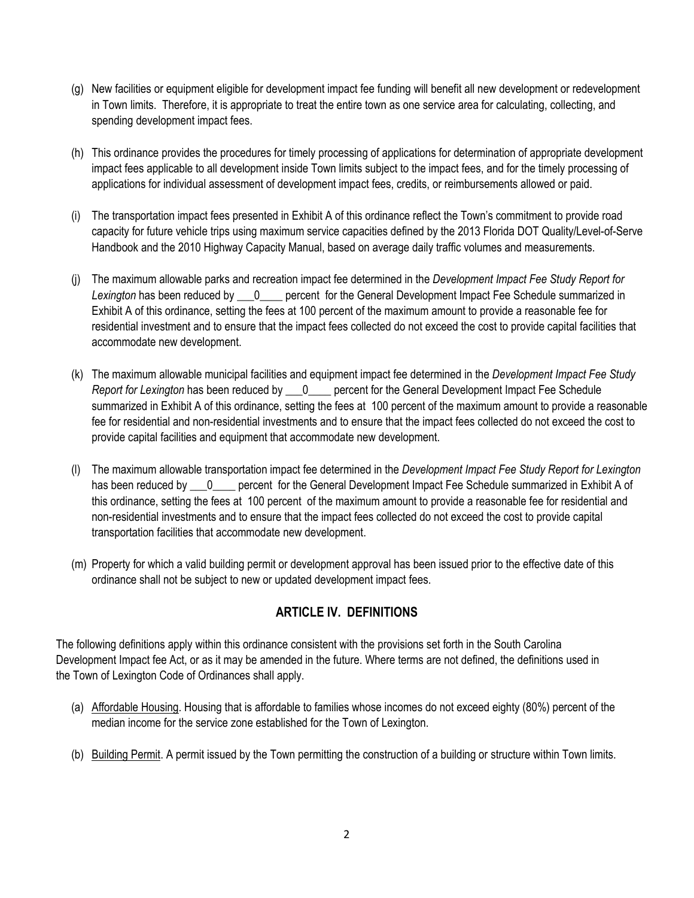(g) New facilities or equipment eligible for development impact fee funding will benefit all new development or redevelopment in Town limits. Therefore, it is appropriate to treat the entire town as one service area for calculating, collecting, and spending development impact fees.

(h) This ordinance provides the procedures for timely processing of applications for determination of appropriate development impact fees applicable to all development inside Town limits subject to the impact fees, and for the timely processing of applications for individual assessment of development impact fees, credits, or reimbursements allowed or paid.

(i) The transportation impact fees presented in Exhibit A of this ordinance reflect the Town's commitment to provide road capacity for future vehicle trips using maximum service capacities defined by the 2013 Florida DOT Quality/Level-of-Serve Handbook and the 2010 Highway Capacity Manual, based on average daily traffic volumes and measurements.

(j) The maximum allowable parks and recreation impact fee determined in the *Development Impact Fee Study Report for Lexington* has been reduced by \_\_\_0\_\_\_\_ percent for the General Development Impact Fee Schedule summarized in Exhibit A of this ordinance, setting the fees at 100 percent of the maximum amount to provide a reasonable fee for residential investment and to ensure that the impact fees collected do not exceed the cost to provide capital facilities that accommodate new development.

(k) The maximum allowable municipal facilities and equipment impact fee determined in the *Development Impact Fee Study Report for Lexington* has been reduced by \_\_\_0\_\_\_\_ percent for the General Development Impact Fee Schedule summarized in Exhibit A of this ordinance, setting the fees at 100 percent of the maximum amount to provide a reasonable fee for residential and non-residential investments and to ensure that the impact fees collected do not exceed the cost to provide capital facilities and equipment that accommodate new development.

(l) The maximum allowable transportation impact fee determined in the *Development Impact Fee Study Report for Lexington* has been reduced by \_\_\_0\_\_\_\_ percent for the General Development Impact Fee Schedule summarized in Exhibit A of this ordinance, setting the fees at 100 percent of the maximum amount to provide a reasonable fee for residential and non-residential investments and to ensure that the impact fees collected do not exceed the cost to provide capital transportation facilities that accommodate new development.

(m) Property for which a valid building permit or development approval has been issued prior to the effective date of this ordinance shall not be subject to new or updated development impact fees.

## ARTICLE IV. DEFINITIONS

The following definitions apply within this ordinance consistent with the provisions set forth in the South Carolina Development Impact fee Act, or as it may be amended in the future. Where terms are not defined, the definitions used in the Town of Lexington Code of Ordinances shall apply.

(a) <u>Affordable Housing</u>. Housing that is affordable to families whose incomes do not exceed eighty (80%) percent of the median income for the service zone established for the Town of Lexington.

(b) <u>Building Permit</u>. A permit issued by the Town permitting the construction of a building or structure within Town limits.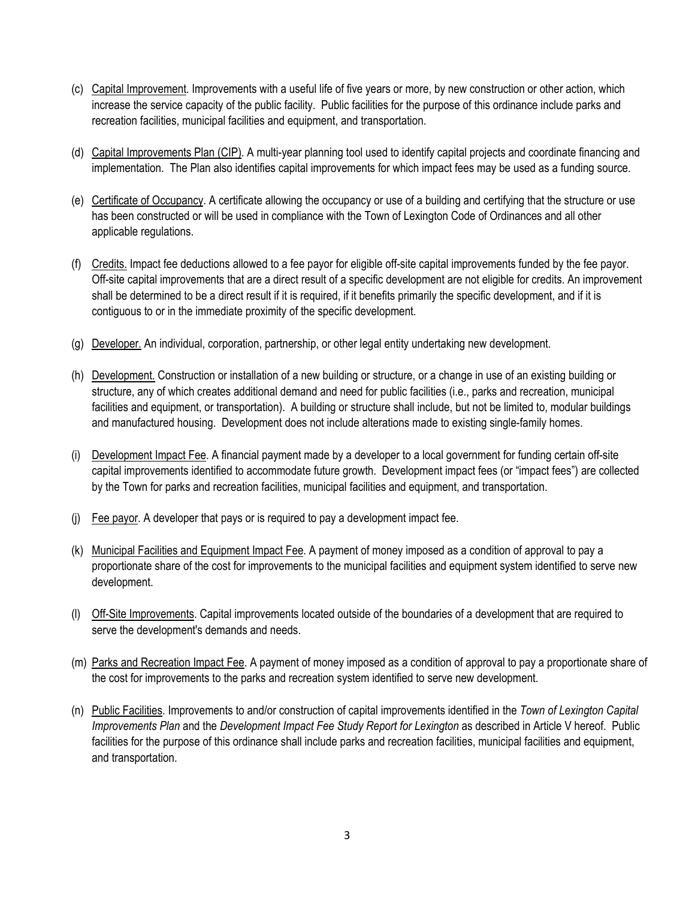(c) Capital Improvement. Improvements with a useful life of five years or more, by new construction or other action, which increase the service capacity of the public facility. Public facilities for the purpose of this ordinance include parks and recreation facilities, municipal facilities and equipment, and transportation.

(d) Capital Improvements Plan (CIP). A multi-year planning tool used to identify capital projects and coordinate financing and implementation. The Plan also identifies capital improvements for which impact fees may be used as a funding source.

(e) Certificate of Occupancy. A certificate allowing the occupancy or use of a building and certifying that the structure or use has been constructed or will be used in compliance with the Town of Lexington Code of Ordinances and all other applicable regulations.

(f) Credits. Impact fee deductions allowed to a fee payor for eligible off-site capital improvements funded by the fee payor. Off-site capital improvements that are a direct result of a specific development are not eligible for credits. An improvement shall be determined to be a direct result if it is required, if it benefits primarily the specific development, and if it is contiguous to or in the immediate proximity of the specific development.

(g) Developer. An individual, corporation, partnership, or other legal entity undertaking new development.

(h) Development. Construction or installation of a new building or structure, or a change in use of an existing building or structure, any of which creates additional demand and need for public facilities (i.e., parks and recreation, municipal facilities and equipment, or transportation). A building or structure shall include, but not be limited to, modular buildings and manufactured housing. Development does not include alterations made to existing single-family homes.

(i) Development Impact Fee. A financial payment made by a developer to a local government for funding certain off-site capital improvements identified to accommodate future growth. Development impact fees (or "impact fees") are collected by the Town for parks and recreation facilities, municipal facilities and equipment, and transportation.

(j) Fee payor. A developer that pays or is required to pay a development impact fee.

(k) Municipal Facilities and Equipment Impact Fee. A payment of money imposed as a condition of approval to pay a proportionate share of the cost for improvements to the municipal facilities and equipment system identified to serve new development.

(l) Off-Site Improvements. Capital improvements located outside of the boundaries of a development that are required to serve the development's demands and needs.

(m) Parks and Recreation Impact Fee. A payment of money imposed as a condition of approval to pay a proportionate share of the cost for improvements to the parks and recreation system identified to serve new development.

(n) Public Facilities. Improvements to and/or construction of capital improvements identified in the *Town of Lexington Capital Improvements Plan* and the *Development Impact Fee Study Report for Lexington* as described in Article V hereof. Public facilities for the purpose of this ordinance shall include parks and recreation facilities, municipal facilities and equipment, and transportation.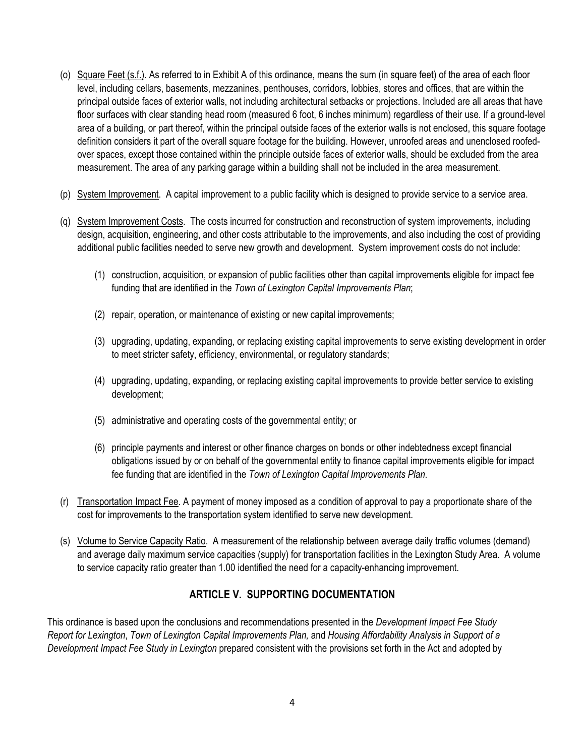(o) Square Feet (s.f.). As referred to in Exhibit A of this ordinance, means the sum (in square feet) of the area of each floor level, including cellars, basements, mezzanines, penthouses, corridors, lobbies, stores and offices, that are within the principal outside faces of exterior walls, not including architectural setbacks or projections. Included are all areas that have floor surfaces with clear standing head room (measured 6 foot, 6 inches minimum) regardless of their use. If a ground-level area of a building, or part thereof, within the principal outside faces of the exterior walls is not enclosed, this square footage definition considers it part of the overall square footage for the building. However, unroofed areas and unenclosed roofed-over spaces, except those contained within the principle outside faces of exterior walls, should be excluded from the area measurement. The area of any parking garage within a building shall not be included in the area measurement.

(p) System Improvement. A capital improvement to a public facility which is designed to provide service to a service area.

(q) System Improvement Costs. The costs incurred for construction and reconstruction of system improvements, including design, acquisition, engineering, and other costs attributable to the improvements, and also including the cost of providing additional public facilities needed to serve new growth and development. System improvement costs do not include:

(1) construction, acquisition, or expansion of public facilities other than capital improvements eligible for impact fee funding that are identified in the *Town of Lexington Capital Improvements Plan*;

(2) repair, operation, or maintenance of existing or new capital improvements;

(3) upgrading, updating, expanding, or replacing existing capital improvements to serve existing development in order to meet stricter safety, efficiency, environmental, or regulatory standards;

(4) upgrading, updating, expanding, or replacing existing capital improvements to provide better service to existing development;

(5) administrative and operating costs of the governmental entity; or

(6) principle payments and interest or other finance charges on bonds or other indebtedness except financial obligations issued by or on behalf of the governmental entity to finance capital improvements eligible for impact fee funding that are identified in the *Town of Lexington Capital Improvements Plan*.

(r) Transportation Impact Fee. A payment of money imposed as a condition of approval to pay a proportionate share of the cost for improvements to the transportation system identified to serve new development.

(s) Volume to Service Capacity Ratio. A measurement of the relationship between average daily traffic volumes (demand) and average daily maximum service capacities (supply) for transportation facilities in the Lexington Study Area. A volume to service capacity ratio greater than 1.00 identified the need for a capacity-enhancing improvement.

## ARTICLE V. SUPPORTING DOCUMENTATION

This ordinance is based upon the conclusions and recommendations presented in the *Development Impact Fee Study Report for Lexington*, *Town of Lexington Capital Improvements Plan,* and *Housing Affordability Analysis in Support of a Development Impact Fee Study in Lexington* prepared consistent with the provisions set forth in the Act and adopted by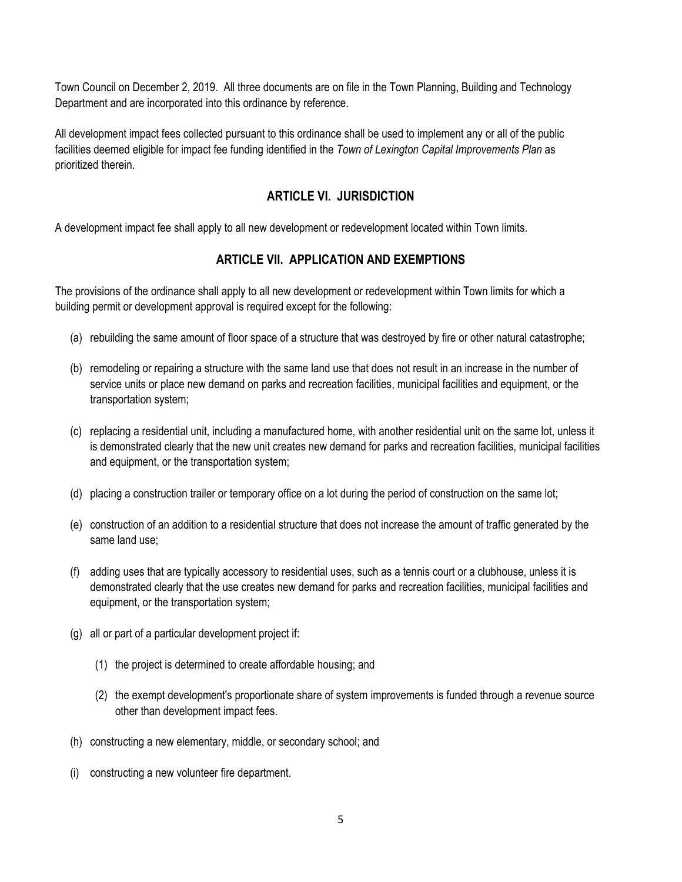Town Council on December 2, 2019. All three documents are on file in the Town Planning, Building and Technology Department and are incorporated into this ordinance by reference.

All development impact fees collected pursuant to this ordinance shall be used to implement any or all of the public facilities deemed eligible for impact fee funding identified in the *Town of Lexington Capital Improvements Plan* as prioritized therein.

## ARTICLE VI. JURISDICTION

A development impact fee shall apply to all new development or redevelopment located within Town limits.

## ARTICLE VII. APPLICATION AND EXEMPTIONS

The provisions of the ordinance shall apply to all new development or redevelopment within Town limits for which a building permit or development approval is required except for the following:

(a) rebuilding the same amount of floor space of a structure that was destroyed by fire or other natural catastrophe;

(b) remodeling or repairing a structure with the same land use that does not result in an increase in the number of service units or place new demand on parks and recreation facilities, municipal facilities and equipment, or the transportation system;

(c) replacing a residential unit, including a manufactured home, with another residential unit on the same lot, unless it is demonstrated clearly that the new unit creates new demand for parks and recreation facilities, municipal facilities and equipment, or the transportation system;

(d) placing a construction trailer or temporary office on a lot during the period of construction on the same lot;

(e) construction of an addition to a residential structure that does not increase the amount of traffic generated by the same land use;

(f) adding uses that are typically accessory to residential uses, such as a tennis court or a clubhouse, unless it is demonstrated clearly that the use creates new demand for parks and recreation facilities, municipal facilities and equipment, or the transportation system;

(g) all or part of a particular development project if:

   (1) the project is determined to create affordable housing; and

   (2) the exempt development's proportionate share of system improvements is funded through a revenue source other than development impact fees.

(h) constructing a new elementary, middle, or secondary school; and

(i) constructing a new volunteer fire department.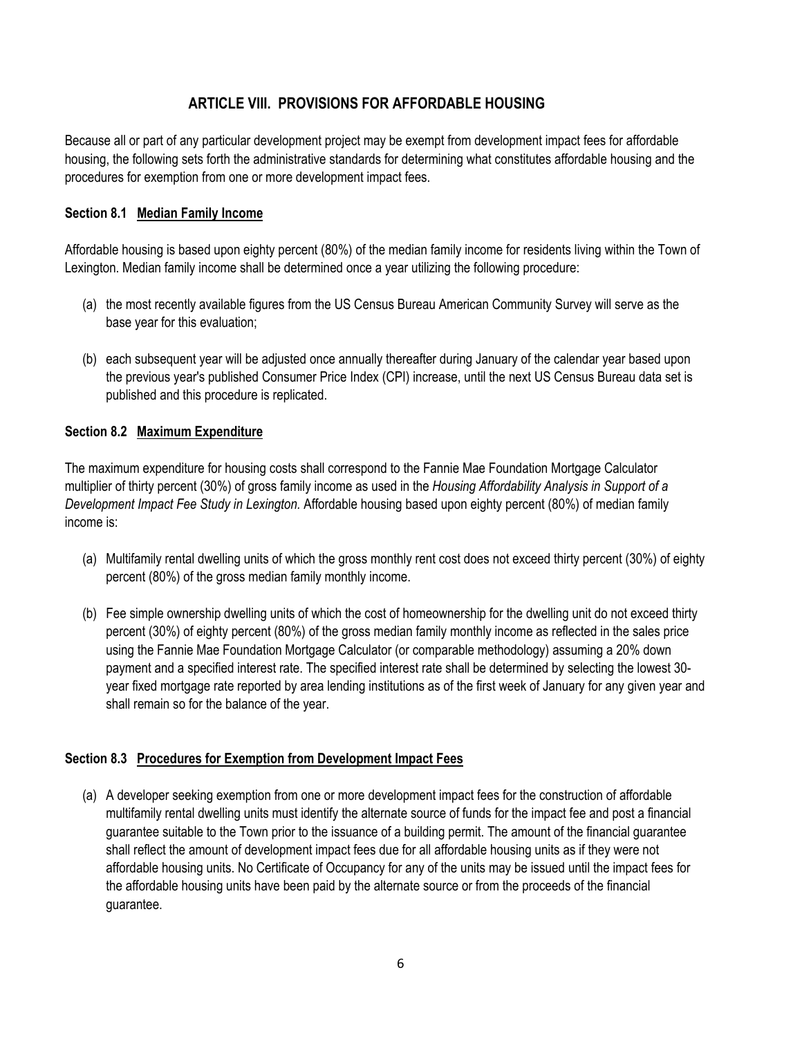## ARTICLE VIII. PROVISIONS FOR AFFORDABLE HOUSING

Because all or part of any particular development project may be exempt from development impact fees for affordable housing, the following sets forth the administrative standards for determining what constitutes affordable housing and the procedures for exemption from one or more development impact fees.

### Section 8.1 Median Family Income

Affordable housing is based upon eighty percent (80%) of the median family income for residents living within the Town of Lexington. Median family income shall be determined once a year utilizing the following procedure:

(a) the most recently available figures from the US Census Bureau American Community Survey will serve as the base year for this evaluation;

(b) each subsequent year will be adjusted once annually thereafter during January of the calendar year based upon the previous year's published Consumer Price Index (CPI) increase, until the next US Census Bureau data set is published and this procedure is replicated.

### Section 8.2 Maximum Expenditure

The maximum expenditure for housing costs shall correspond to the Fannie Mae Foundation Mortgage Calculator multiplier of thirty percent (30%) of gross family income as used in the *Housing Affordability Analysis in Support of a Development Impact Fee Study in Lexington.* Affordable housing based upon eighty percent (80%) of median family income is:

(a) Multifamily rental dwelling units of which the gross monthly rent cost does not exceed thirty percent (30%) of eighty percent (80%) of the gross median family monthly income.

(b) Fee simple ownership dwelling units of which the cost of homeownership for the dwelling unit do not exceed thirty percent (30%) of eighty percent (80%) of the gross median family monthly income as reflected in the sales price using the Fannie Mae Foundation Mortgage Calculator (or comparable methodology) assuming a 20% down payment and a specified interest rate. The specified interest rate shall be determined by selecting the lowest 30-year fixed mortgage rate reported by area lending institutions as of the first week of January for any given year and shall remain so for the balance of the year.

### Section 8.3 Procedures for Exemption from Development Impact Fees

(a) A developer seeking exemption from one or more development impact fees for the construction of affordable multifamily rental dwelling units must identify the alternate source of funds for the impact fee and post a financial guarantee suitable to the Town prior to the issuance of a building permit. The amount of the financial guarantee shall reflect the amount of development impact fees due for all affordable housing units as if they were not affordable housing units. No Certificate of Occupancy for any of the units may be issued until the impact fees for the affordable housing units have been paid by the alternate source or from the proceeds of the financial guarantee.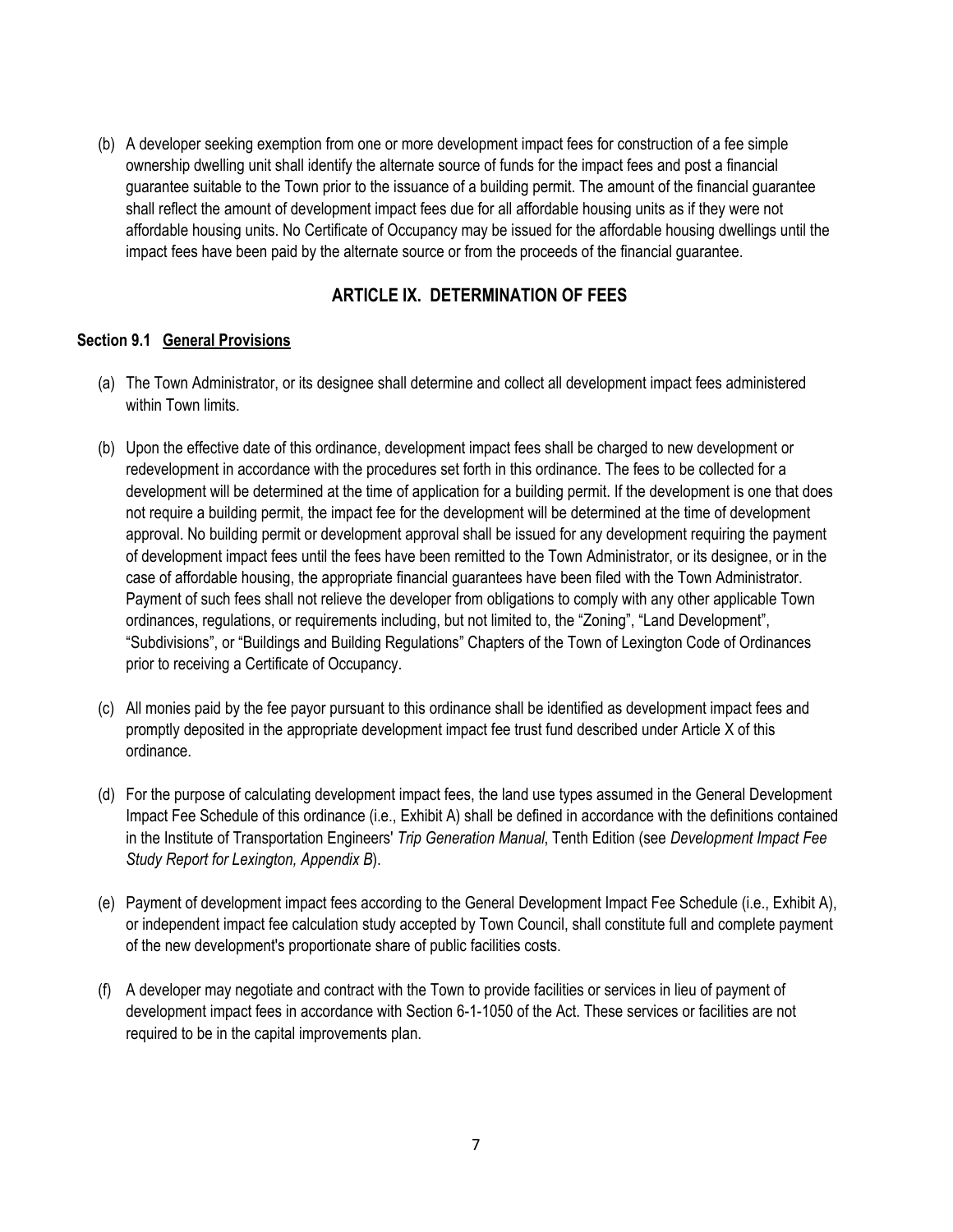(b) A developer seeking exemption from one or more development impact fees for construction of a fee simple ownership dwelling unit shall identify the alternate source of funds for the impact fees and post a financial guarantee suitable to the Town prior to the issuance of a building permit. The amount of the financial guarantee shall reflect the amount of development impact fees due for all affordable housing units as if they were not affordable housing units. No Certificate of Occupancy may be issued for the affordable housing dwellings until the impact fees have been paid by the alternate source or from the proceeds of the financial guarantee.

## ARTICLE IX. DETERMINATION OF FEES

**Section 9.1 <u>General Provisions</u>**

(a) The Town Administrator, or its designee shall determine and collect all development impact fees administered within Town limits.

(b) Upon the effective date of this ordinance, development impact fees shall be charged to new development or redevelopment in accordance with the procedures set forth in this ordinance. The fees to be collected for a development will be determined at the time of application for a building permit. If the development is one that does not require a building permit, the impact fee for the development will be determined at the time of development approval. No building permit or development approval shall be issued for any development requiring the payment of development impact fees until the fees have been remitted to the Town Administrator, or its designee, or in the case of affordable housing, the appropriate financial guarantees have been filed with the Town Administrator. Payment of such fees shall not relieve the developer from obligations to comply with any other applicable Town ordinances, regulations, or requirements including, but not limited to, the "Zoning", "Land Development", "Subdivisions", or "Buildings and Building Regulations" Chapters of the Town of Lexington Code of Ordinances prior to receiving a Certificate of Occupancy.

(c) All monies paid by the fee payor pursuant to this ordinance shall be identified as development impact fees and promptly deposited in the appropriate development impact fee trust fund described under Article X of this ordinance.

(d) For the purpose of calculating development impact fees, the land use types assumed in the General Development Impact Fee Schedule of this ordinance (i.e., Exhibit A) shall be defined in accordance with the definitions contained in the Institute of Transportation Engineers' *Trip Generation Manual*, Tenth Edition (see *Development Impact Fee Study Report for Lexington, Appendix B*).

(e) Payment of development impact fees according to the General Development Impact Fee Schedule (i.e., Exhibit A), or independent impact fee calculation study accepted by Town Council, shall constitute full and complete payment of the new development's proportionate share of public facilities costs.

(f) A developer may negotiate and contract with the Town to provide facilities or services in lieu of payment of development impact fees in accordance with Section 6-1-1050 of the Act. These services or facilities are not required to be in the capital improvements plan.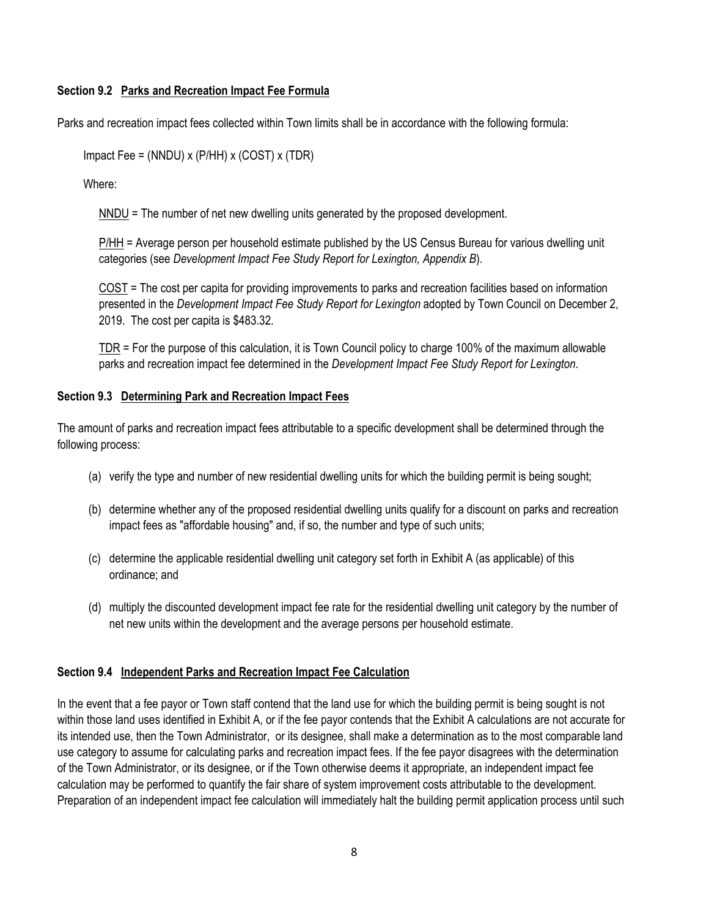**Section 9.2 Parks and Recreation Impact Fee Formula**

Parks and recreation impact fees collected within Town limits shall be in accordance with the following formula:

Impact Fee = (NNDU) x (P/HH) x (COST) x (TDR)

Where:

NNDU = The number of net new dwelling units generated by the proposed development.

P/HH = Average person per household estimate published by the US Census Bureau for various dwelling unit categories (see *Development Impact Fee Study Report for Lexington, Appendix B*).

COST = The cost per capita for providing improvements to parks and recreation facilities based on information presented in the *Development Impact Fee Study Report for Lexington* adopted by Town Council on December 2, 2019. The cost per capita is $483.32.

TDR = For the purpose of this calculation, it is Town Council policy to charge 100% of the maximum allowable parks and recreation impact fee determined in the *Development Impact Fee Study Report for Lexington*.

**Section 9.3 Determining Park and Recreation Impact Fees**

The amount of parks and recreation impact fees attributable to a specific development shall be determined through the following process:

(a) verify the type and number of new residential dwelling units for which the building permit is being sought;

(b) determine whether any of the proposed residential dwelling units qualify for a discount on parks and recreation impact fees as "affordable housing" and, if so, the number and type of such units;

(c) determine the applicable residential dwelling unit category set forth in Exhibit A (as applicable) of this ordinance; and

(d) multiply the discounted development impact fee rate for the residential dwelling unit category by the number of net new units within the development and the average persons per household estimate.

**Section 9.4 Independent Parks and Recreation Impact Fee Calculation**

In the event that a fee payor or Town staff contend that the land use for which the building permit is being sought is not within those land uses identified in Exhibit A, or if the fee payor contends that the Exhibit A calculations are not accurate for its intended use, then the Town Administrator, or its designee, shall make a determination as to the most comparable land use category to assume for calculating parks and recreation impact fees. If the fee payor disagrees with the determination of the Town Administrator, or its designee, or if the Town otherwise deems it appropriate, an independent impact fee calculation may be performed to quantify the fair share of system improvement costs attributable to the development. Preparation of an independent impact fee calculation will immediately halt the building permit application process until such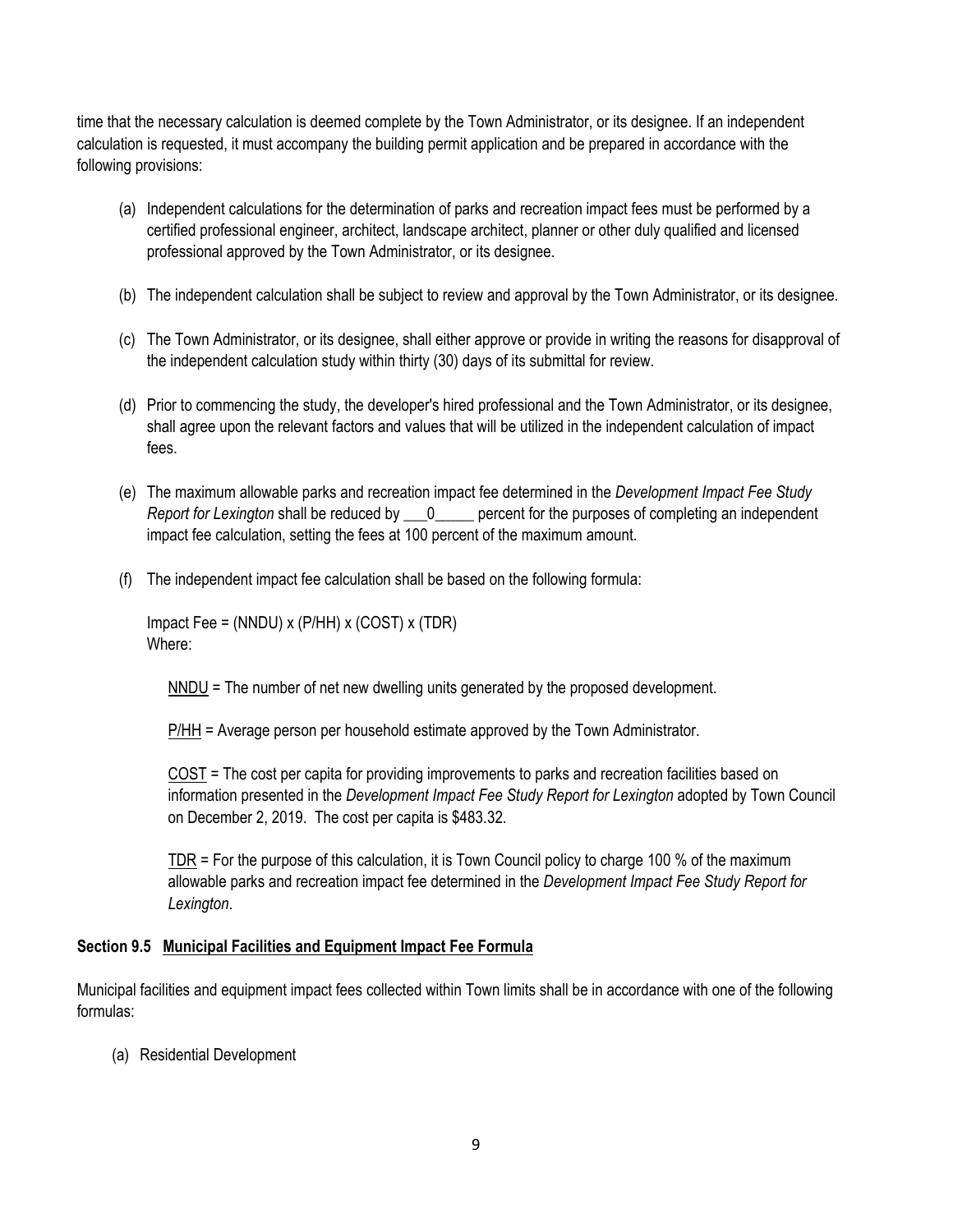time that the necessary calculation is deemed complete by the Town Administrator, or its designee. If an independent calculation is requested, it must accompany the building permit application and be prepared in accordance with the following provisions:

(a) Independent calculations for the determination of parks and recreation impact fees must be performed by a certified professional engineer, architect, landscape architect, planner or other duly qualified and licensed professional approved by the Town Administrator, or its designee.

(b) The independent calculation shall be subject to review and approval by the Town Administrator, or its designee.

(c) The Town Administrator, or its designee, shall either approve or provide in writing the reasons for disapproval of the independent calculation study within thirty (30) days of its submittal for review.

(d) Prior to commencing the study, the developer's hired professional and the Town Administrator, or its designee, shall agree upon the relevant factors and values that will be utilized in the independent calculation of impact fees.

(e) The maximum allowable parks and recreation impact fee determined in the *Development Impact Fee Study Report for Lexington* shall be reduced by \_\_\_0\_\_\_\_\_ percent for the purposes of completing an independent impact fee calculation, setting the fees at 100 percent of the maximum amount.

(f) The independent impact fee calculation shall be based on the following formula:

Impact Fee = (NNDU) x (P/HH) x (COST) x (TDR)
Where:

<u>NNDU</u> = The number of net new dwelling units generated by the proposed development.

<u>P/HH</u> = Average person per household estimate approved by the Town Administrator.

<u>COST</u> = The cost per capita for providing improvements to parks and recreation facilities based on information presented in the *Development Impact Fee Study Report for Lexington* adopted by Town Council on December 2, 2019. The cost per capita is $483.32.

<u>TDR</u> = For the purpose of this calculation, it is Town Council policy to charge 100 % of the maximum allowable parks and recreation impact fee determined in the *Development Impact Fee Study Report for Lexington*.

**Section 9.5 <u>Municipal Facilities and Equipment Impact Fee Formula</u>**

Municipal facilities and equipment impact fees collected within Town limits shall be in accordance with one of the following formulas:

(a) Residential Development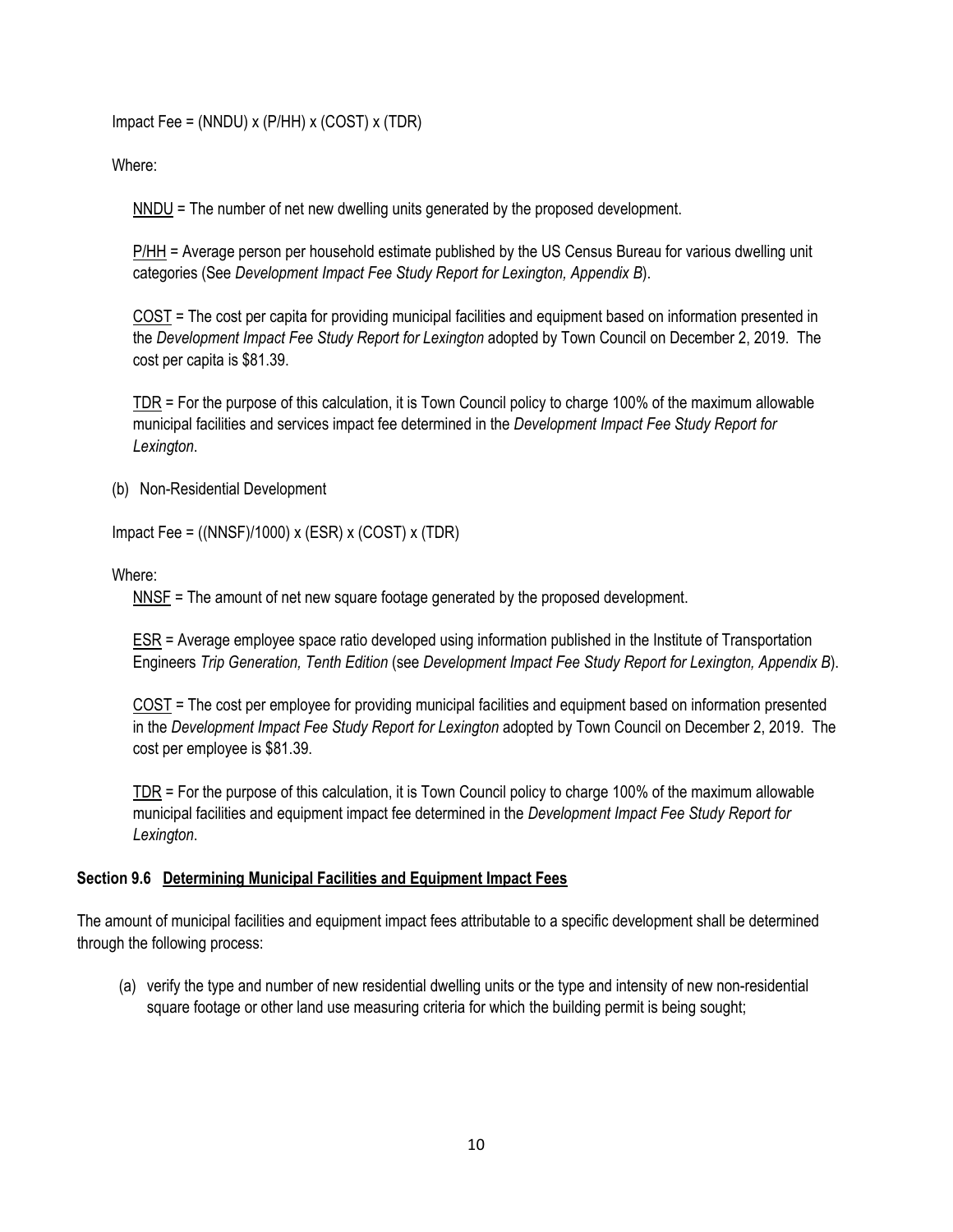Impact Fee = (NNDU) x (P/HH) x (COST) x (TDR)

Where:

NNDU = The number of net new dwelling units generated by the proposed development.

P/HH = Average person per household estimate published by the US Census Bureau for various dwelling unit categories (See *Development Impact Fee Study Report for Lexington, Appendix B*).

COST = The cost per capita for providing municipal facilities and equipment based on information presented in the *Development Impact Fee Study Report for Lexington* adopted by Town Council on December 2, 2019. The cost per capita is $81.39.

TDR = For the purpose of this calculation, it is Town Council policy to charge 100% of the maximum allowable municipal facilities and services impact fee determined in the *Development Impact Fee Study Report for Lexington*.

(b) Non-Residential Development

Impact Fee = ((NNSF)/1000) x (ESR) x (COST) x (TDR)

Where:

NNSF = The amount of net new square footage generated by the proposed development.

ESR = Average employee space ratio developed using information published in the Institute of Transportation Engineers *Trip Generation, Tenth Edition* (see *Development Impact Fee Study Report for Lexington, Appendix B*).

COST = The cost per employee for providing municipal facilities and equipment based on information presented in the *Development Impact Fee Study Report for Lexington* adopted by Town Council on December 2, 2019. The cost per employee is $81.39.

TDR = For the purpose of this calculation, it is Town Council policy to charge 100% of the maximum allowable municipal facilities and equipment impact fee determined in the *Development Impact Fee Study Report for Lexington*.

**Section 9.6 Determining Municipal Facilities and Equipment Impact Fees**

The amount of municipal facilities and equipment impact fees attributable to a specific development shall be determined through the following process:

(a) verify the type and number of new residential dwelling units or the type and intensity of new non-residential square footage or other land use measuring criteria for which the building permit is being sought;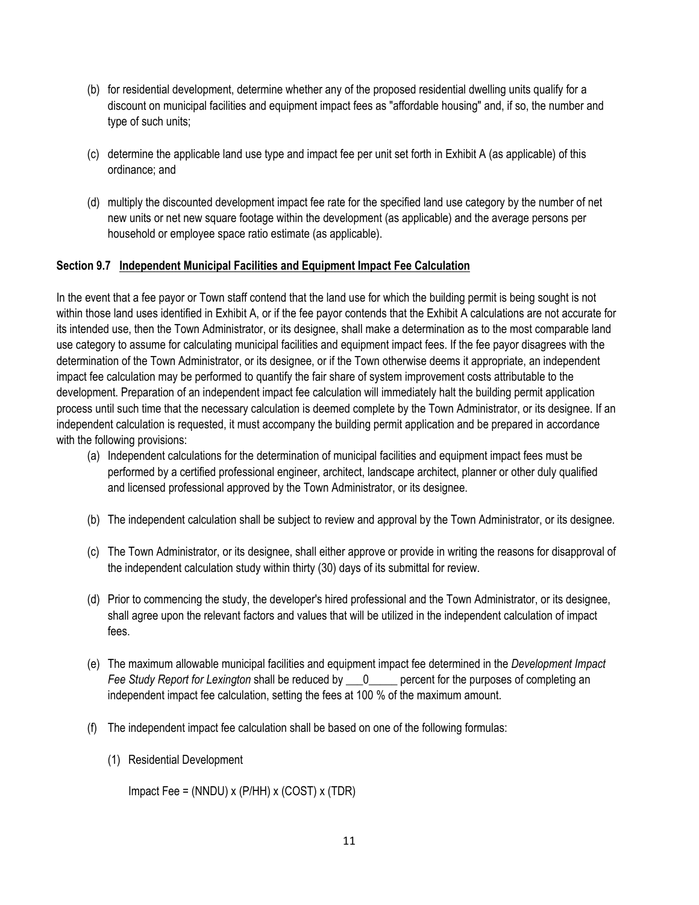(b) for residential development, determine whether any of the proposed residential dwelling units qualify for a discount on municipal facilities and equipment impact fees as "affordable housing" and, if so, the number and type of such units;

(c) determine the applicable land use type and impact fee per unit set forth in Exhibit A (as applicable) of this ordinance; and

(d) multiply the discounted development impact fee rate for the specified land use category by the number of net new units or net new square footage within the development (as applicable) and the average persons per household or employee space ratio estimate (as applicable).

**Section 9.7 <u>Independent Municipal Facilities and Equipment Impact Fee Calculation</u>**

In the event that a fee payor or Town staff contend that the land use for which the building permit is being sought is not within those land uses identified in Exhibit A, or if the fee payor contends that the Exhibit A calculations are not accurate for its intended use, then the Town Administrator, or its designee, shall make a determination as to the most comparable land use category to assume for calculating municipal facilities and equipment impact fees. If the fee payor disagrees with the determination of the Town Administrator, or its designee, or if the Town otherwise deems it appropriate, an independent impact fee calculation may be performed to quantify the fair share of system improvement costs attributable to the development. Preparation of an independent impact fee calculation will immediately halt the building permit application process until such time that the necessary calculation is deemed complete by the Town Administrator, or its designee. If an independent calculation is requested, it must accompany the building permit application and be prepared in accordance with the following provisions:

(a) Independent calculations for the determination of municipal facilities and equipment impact fees must be performed by a certified professional engineer, architect, landscape architect, planner or other duly qualified and licensed professional approved by the Town Administrator, or its designee.

(b) The independent calculation shall be subject to review and approval by the Town Administrator, or its designee.

(c) The Town Administrator, or its designee, shall either approve or provide in writing the reasons for disapproval of the independent calculation study within thirty (30) days of its submittal for review.

(d) Prior to commencing the study, the developer's hired professional and the Town Administrator, or its designee, shall agree upon the relevant factors and values that will be utilized in the independent calculation of impact fees.

(e) The maximum allowable municipal facilities and equipment impact fee determined in the *Development Impact Fee Study Report for Lexington* shall be reduced by ___0_____ percent for the purposes of completing an independent impact fee calculation, setting the fees at 100 % of the maximum amount.

(f) The independent impact fee calculation shall be based on one of the following formulas:

(1) Residential Development

Impact Fee = (NNDU) x (P/HH) x (COST) x (TDR)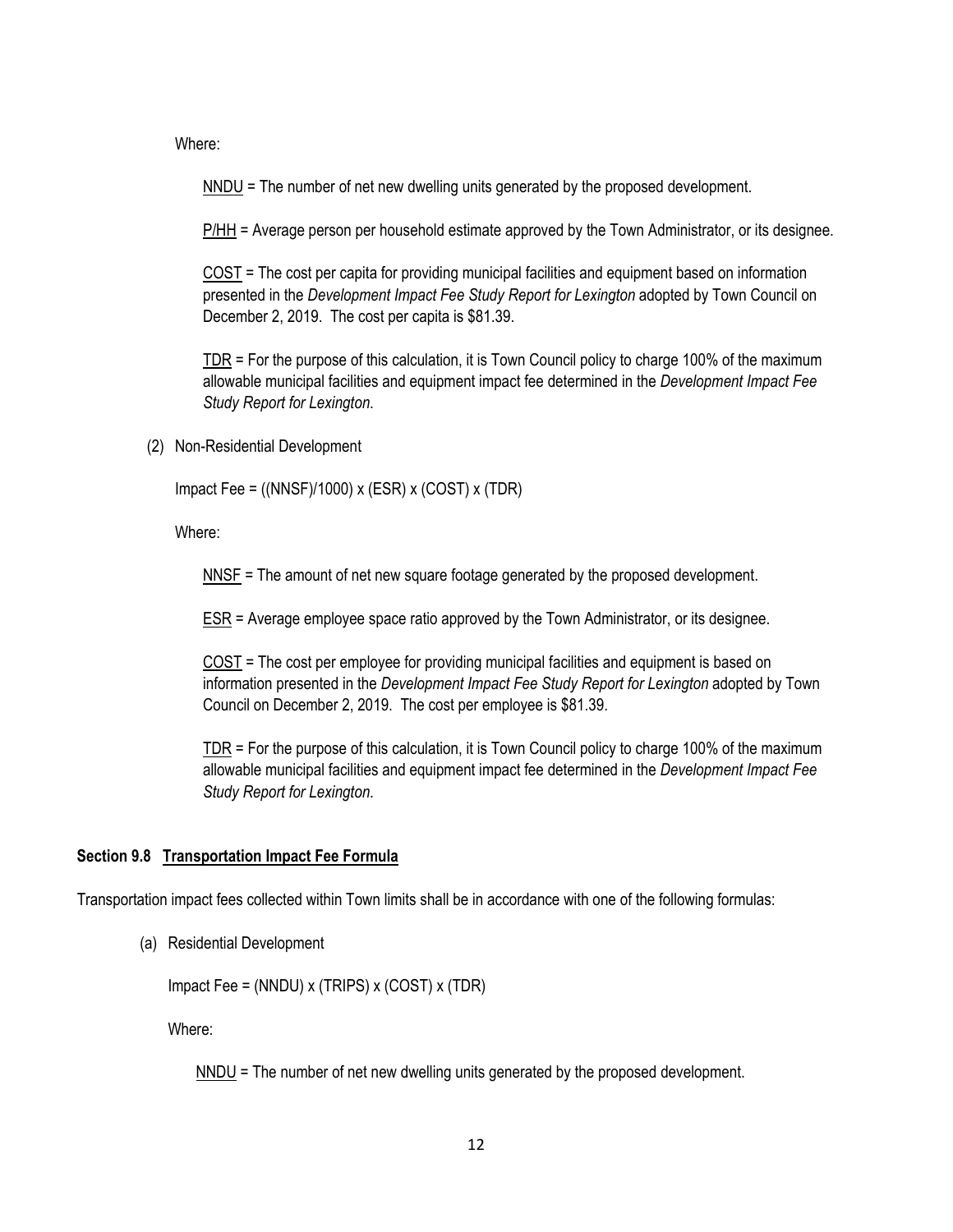Where:

NNDU = The number of net new dwelling units generated by the proposed development.

P/HH = Average person per household estimate approved by the Town Administrator, or its designee.

COST = The cost per capita for providing municipal facilities and equipment based on information presented in the *Development Impact Fee Study Report for Lexington* adopted by Town Council on December 2, 2019. The cost per capita is $81.39.

TDR = For the purpose of this calculation, it is Town Council policy to charge 100% of the maximum allowable municipal facilities and equipment impact fee determined in the *Development Impact Fee Study Report for Lexington*.

(2) Non-Residential Development

Impact Fee = ((NNSF)/1000) x (ESR) x (COST) x (TDR)

Where:

NNSF = The amount of net new square footage generated by the proposed development.

ESR = Average employee space ratio approved by the Town Administrator, or its designee.

COST = The cost per employee for providing municipal facilities and equipment is based on information presented in the *Development Impact Fee Study Report for Lexington* adopted by Town Council on December 2, 2019. The cost per employee is $81.39.

TDR = For the purpose of this calculation, it is Town Council policy to charge 100% of the maximum allowable municipal facilities and equipment impact fee determined in the *Development Impact Fee Study Report for Lexington*.

**Section 9.8 Transportation Impact Fee Formula**

Transportation impact fees collected within Town limits shall be in accordance with one of the following formulas:

(a) Residential Development

Impact Fee = (NNDU) x (TRIPS) x (COST) x (TDR)

Where:

NNDU = The number of net new dwelling units generated by the proposed development.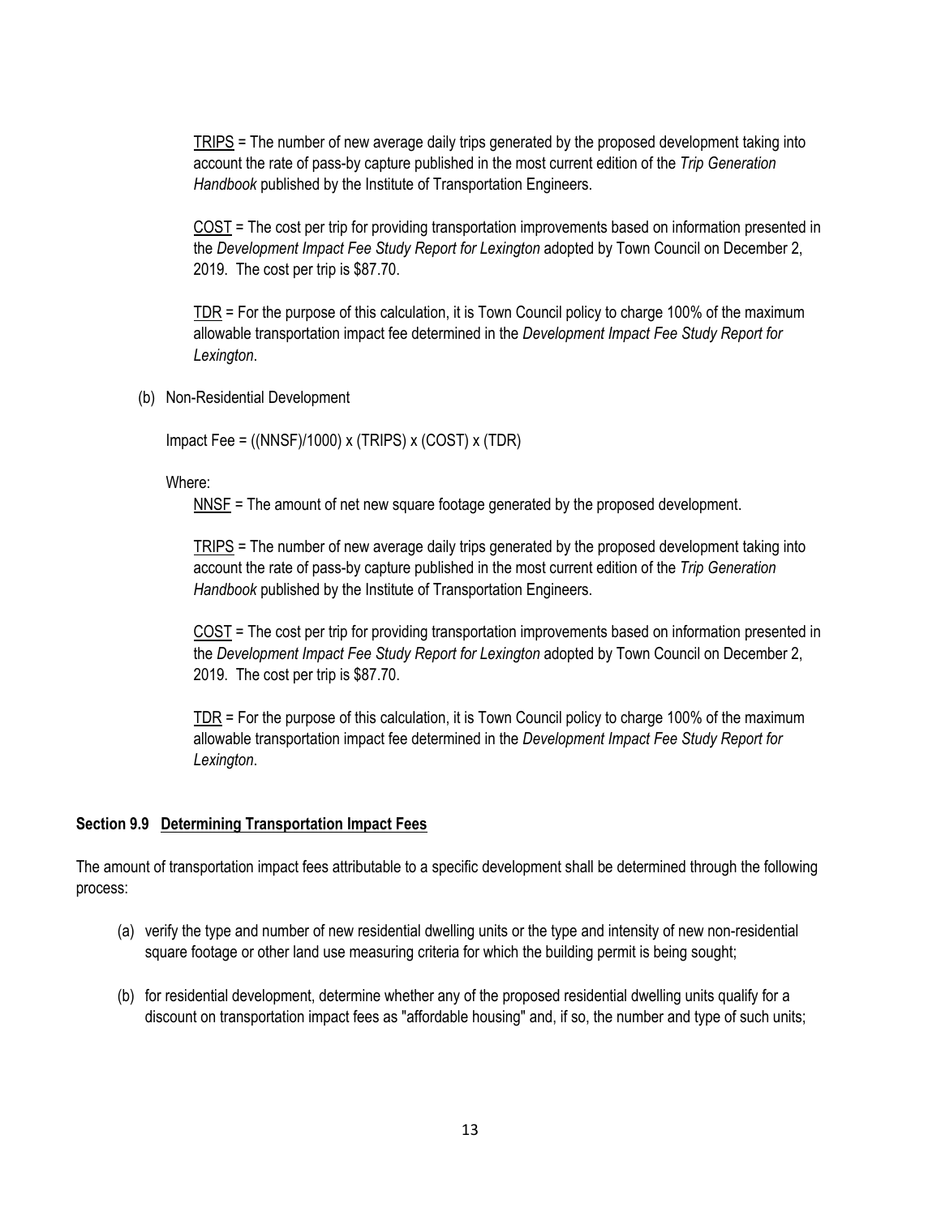TRIPS = The number of new average daily trips generated by the proposed development taking into account the rate of pass-by capture published in the most current edition of the *Trip Generation Handbook* published by the Institute of Transportation Engineers.

COST = The cost per trip for providing transportation improvements based on information presented in the *Development Impact Fee Study Report for Lexington* adopted by Town Council on December 2, 2019. The cost per trip is $87.70.

TDR = For the purpose of this calculation, it is Town Council policy to charge 100% of the maximum allowable transportation impact fee determined in the *Development Impact Fee Study Report for Lexington*.

(b) Non-Residential Development

Impact Fee = ((NNSF)/1000) x (TRIPS) x (COST) x (TDR)

Where:

NNSF = The amount of net new square footage generated by the proposed development.

TRIPS = The number of new average daily trips generated by the proposed development taking into account the rate of pass-by capture published in the most current edition of the *Trip Generation Handbook* published by the Institute of Transportation Engineers.

COST = The cost per trip for providing transportation improvements based on information presented in the *Development Impact Fee Study Report for Lexington* adopted by Town Council on December 2, 2019. The cost per trip is $87.70.

TDR = For the purpose of this calculation, it is Town Council policy to charge 100% of the maximum allowable transportation impact fee determined in the *Development Impact Fee Study Report for Lexington*.

**Section 9.9 Determining Transportation Impact Fees**

The amount of transportation impact fees attributable to a specific development shall be determined through the following process:

(a) verify the type and number of new residential dwelling units or the type and intensity of new non-residential square footage or other land use measuring criteria for which the building permit is being sought;

(b) for residential development, determine whether any of the proposed residential dwelling units qualify for a discount on transportation impact fees as "affordable housing" and, if so, the number and type of such units;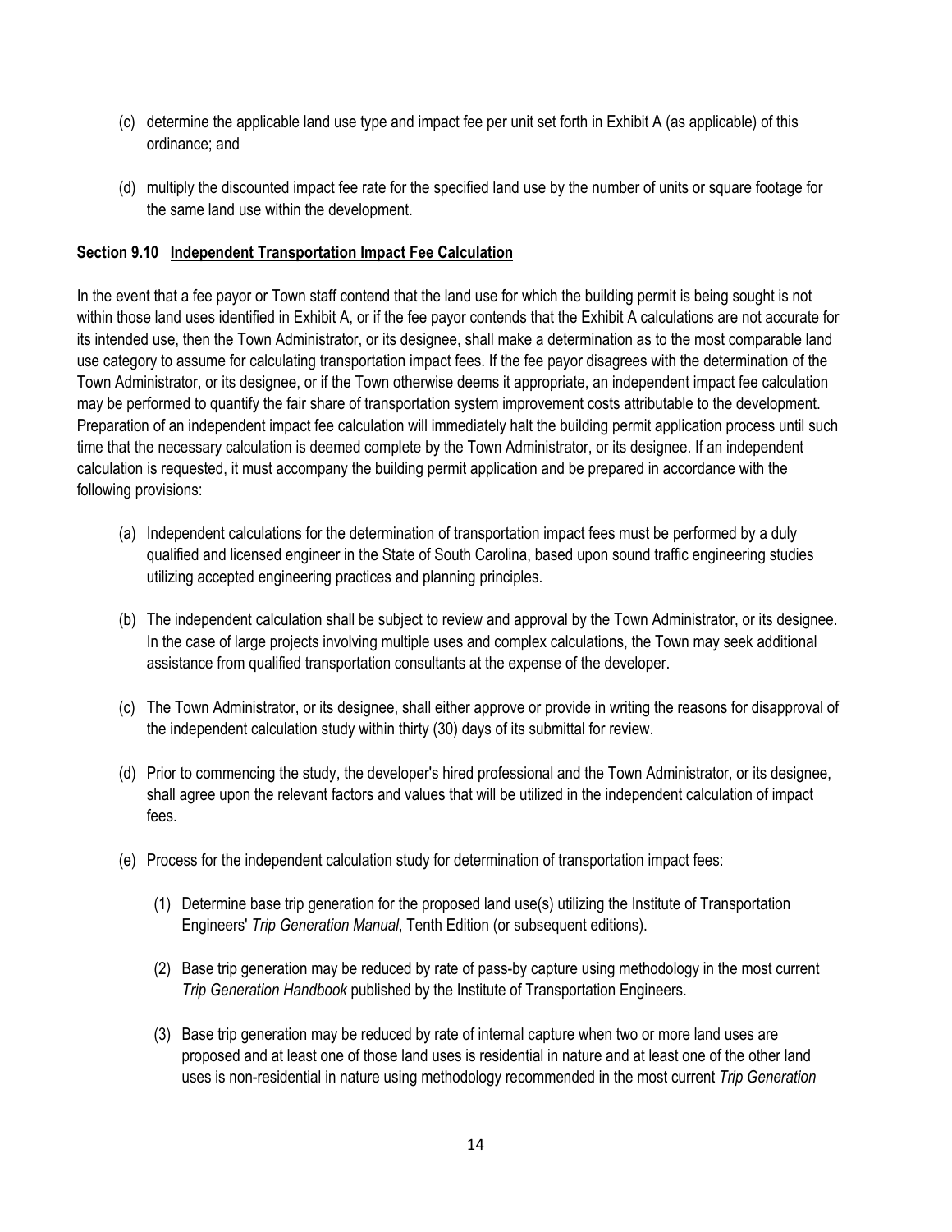(c) determine the applicable land use type and impact fee per unit set forth in Exhibit A (as applicable) of this ordinance; and

(d) multiply the discounted impact fee rate for the specified land use by the number of units or square footage for the same land use within the development.

**Section 9.10 Independent Transportation Impact Fee Calculation**

In the event that a fee payor or Town staff contend that the land use for which the building permit is being sought is not within those land uses identified in Exhibit A, or if the fee payor contends that the Exhibit A calculations are not accurate for its intended use, then the Town Administrator, or its designee, shall make a determination as to the most comparable land use category to assume for calculating transportation impact fees. If the fee payor disagrees with the determination of the Town Administrator, or its designee, or if the Town otherwise deems it appropriate, an independent impact fee calculation may be performed to quantify the fair share of transportation system improvement costs attributable to the development. Preparation of an independent impact fee calculation will immediately halt the building permit application process until such time that the necessary calculation is deemed complete by the Town Administrator, or its designee. If an independent calculation is requested, it must accompany the building permit application and be prepared in accordance with the following provisions:

(a) Independent calculations for the determination of transportation impact fees must be performed by a duly qualified and licensed engineer in the State of South Carolina, based upon sound traffic engineering studies utilizing accepted engineering practices and planning principles.

(b) The independent calculation shall be subject to review and approval by the Town Administrator, or its designee. In the case of large projects involving multiple uses and complex calculations, the Town may seek additional assistance from qualified transportation consultants at the expense of the developer.

(c) The Town Administrator, or its designee, shall either approve or provide in writing the reasons for disapproval of the independent calculation study within thirty (30) days of its submittal for review.

(d) Prior to commencing the study, the developer's hired professional and the Town Administrator, or its designee, shall agree upon the relevant factors and values that will be utilized in the independent calculation of impact fees.

(e) Process for the independent calculation study for determination of transportation impact fees:

   (1) Determine base trip generation for the proposed land use(s) utilizing the Institute of Transportation Engineers' *Trip Generation Manual*, Tenth Edition (or subsequent editions).

   (2) Base trip generation may be reduced by rate of pass-by capture using methodology in the most current *Trip Generation Handbook* published by the Institute of Transportation Engineers.

   (3) Base trip generation may be reduced by rate of internal capture when two or more land uses are proposed and at least one of those land uses is residential in nature and at least one of the other land uses is non-residential in nature using methodology recommended in the most current *Trip Generation*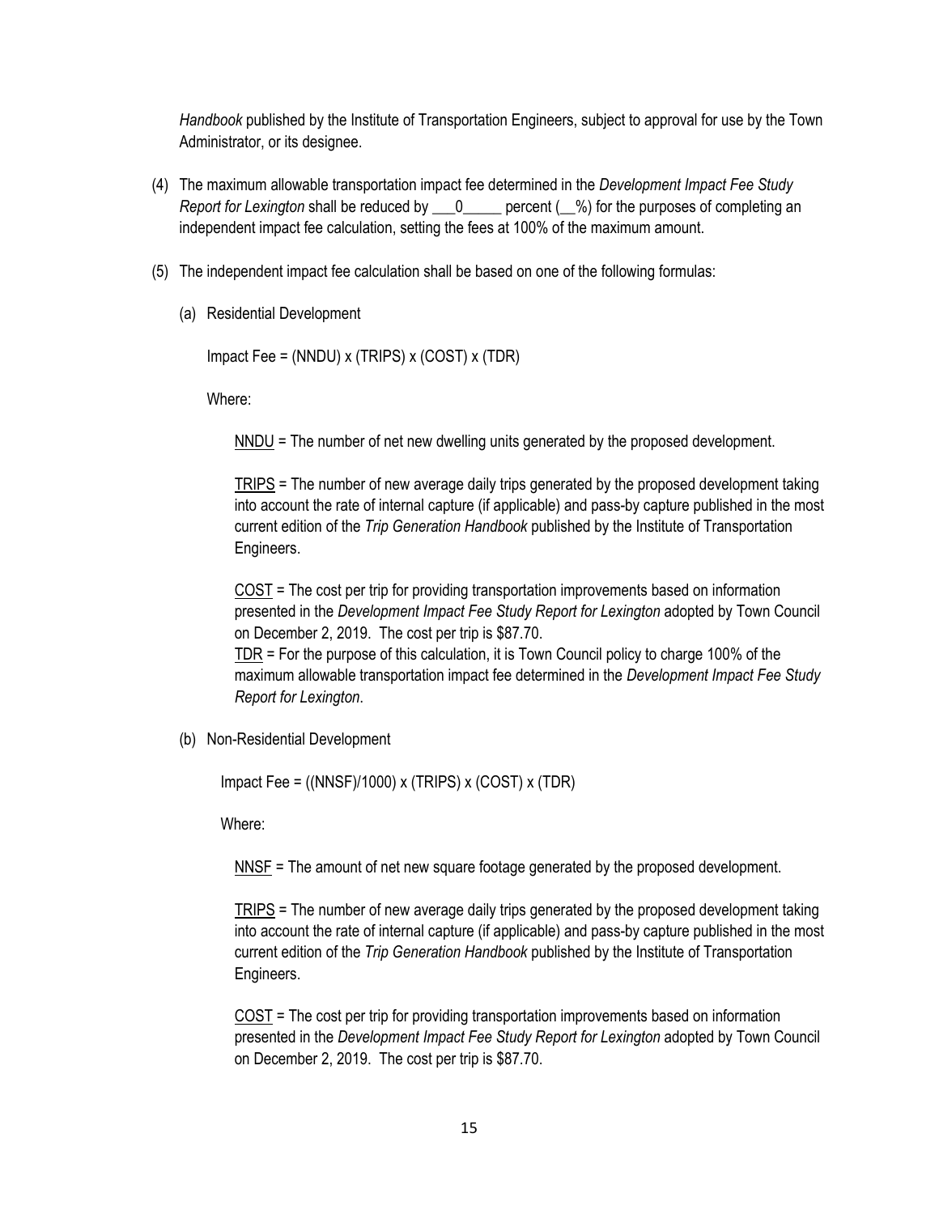*Handbook* published by the Institute of Transportation Engineers, subject to approval for use by the Town Administrator, or its designee.

(4) The maximum allowable transportation impact fee determined in the *Development Impact Fee Study Report for Lexington* shall be reduced by ___0_____ percent (__%) for the purposes of completing an independent impact fee calculation, setting the fees at 100% of the maximum amount.

(5) The independent impact fee calculation shall be based on one of the following formulas:

(a) Residential Development

Impact Fee = (NNDU) x (TRIPS) x (COST) x (TDR)

Where:

<u>NNDU</u> = The number of net new dwelling units generated by the proposed development.

<u>TRIPS</u> = The number of new average daily trips generated by the proposed development taking into account the rate of internal capture (if applicable) and pass-by capture published in the most current edition of the *Trip Generation Handbook* published by the Institute of Transportation Engineers.

<u>COST</u> = The cost per trip for providing transportation improvements based on information presented in the *Development Impact Fee Study Report for Lexington* adopted by Town Council on December 2, 2019. The cost per trip is $87.70.

<u>TDR</u> = For the purpose of this calculation, it is Town Council policy to charge 100% of the maximum allowable transportation impact fee determined in the *Development Impact Fee Study Report for Lexington*.

(b) Non-Residential Development

Impact Fee = ((NNSF)/1000) x (TRIPS) x (COST) x (TDR)

Where:

<u>NNSF</u> = The amount of net new square footage generated by the proposed development.

<u>TRIPS</u> = The number of new average daily trips generated by the proposed development taking into account the rate of internal capture (if applicable) and pass-by capture published in the most current edition of the *Trip Generation Handbook* published by the Institute of Transportation Engineers.

<u>COST</u> = The cost per trip for providing transportation improvements based on information presented in the *Development Impact Fee Study Report for Lexington* adopted by Town Council on December 2, 2019. The cost per trip is $87.70.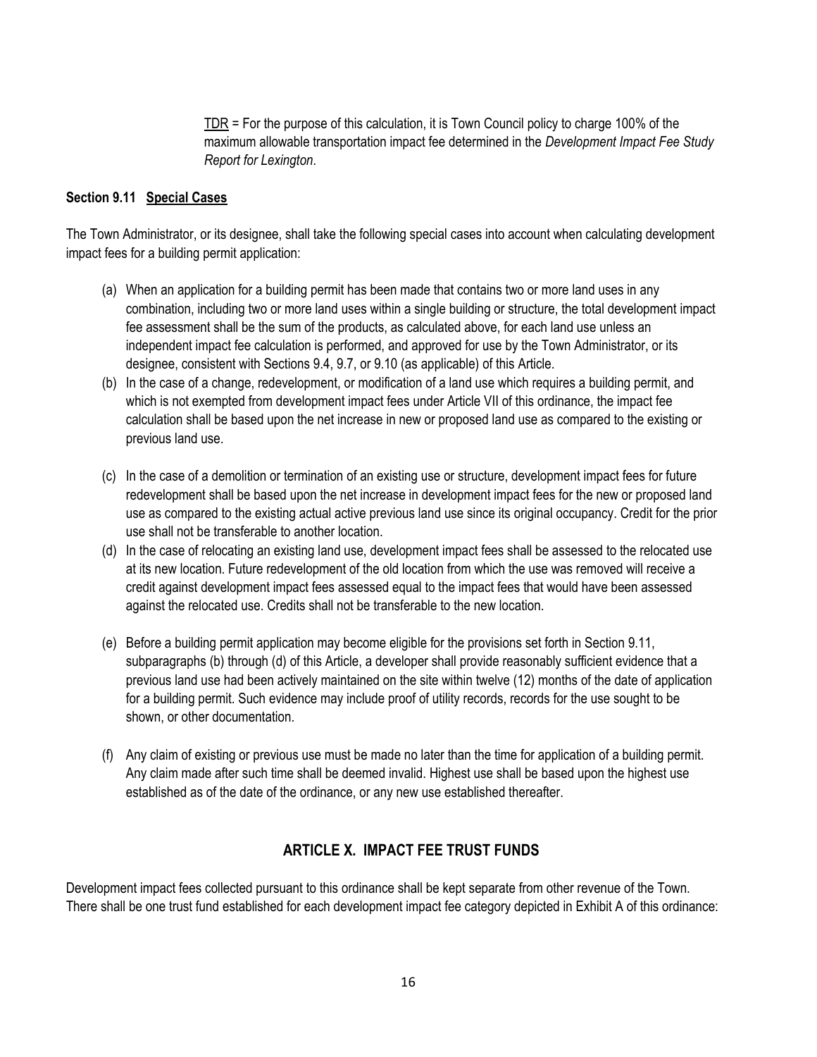TDR = For the purpose of this calculation, it is Town Council policy to charge 100% of the maximum allowable transportation impact fee determined in the *Development Impact Fee Study Report for Lexington*.

**Section 9.11 Special Cases**

The Town Administrator, or its designee, shall take the following special cases into account when calculating development impact fees for a building permit application:

(a) When an application for a building permit has been made that contains two or more land uses in any combination, including two or more land uses within a single building or structure, the total development impact fee assessment shall be the sum of the products, as calculated above, for each land use unless an independent impact fee calculation is performed, and approved for use by the Town Administrator, or its designee, consistent with Sections 9.4, 9.7, or 9.10 (as applicable) of this Article.

(b) In the case of a change, redevelopment, or modification of a land use which requires a building permit, and which is not exempted from development impact fees under Article VII of this ordinance, the impact fee calculation shall be based upon the net increase in new or proposed land use as compared to the existing or previous land use.

(c) In the case of a demolition or termination of an existing use or structure, development impact fees for future redevelopment shall be based upon the net increase in development impact fees for the new or proposed land use as compared to the existing actual active previous land use since its original occupancy. Credit for the prior use shall not be transferable to another location.

(d) In the case of relocating an existing land use, development impact fees shall be assessed to the relocated use at its new location. Future redevelopment of the old location from which the use was removed will receive a credit against development impact fees assessed equal to the impact fees that would have been assessed against the relocated use. Credits shall not be transferable to the new location.

(e) Before a building permit application may become eligible for the provisions set forth in Section 9.11, subparagraphs (b) through (d) of this Article, a developer shall provide reasonably sufficient evidence that a previous land use had been actively maintained on the site within twelve (12) months of the date of application for a building permit. Such evidence may include proof of utility records, records for the use sought to be shown, or other documentation.

(f) Any claim of existing or previous use must be made no later than the time for application of a building permit. Any claim made after such time shall be deemed invalid. Highest use shall be based upon the highest use established as of the date of the ordinance, or any new use established thereafter.

## ARTICLE X. IMPACT FEE TRUST FUNDS

Development impact fees collected pursuant to this ordinance shall be kept separate from other revenue of the Town. There shall be one trust fund established for each development impact fee category depicted in Exhibit A of this ordinance: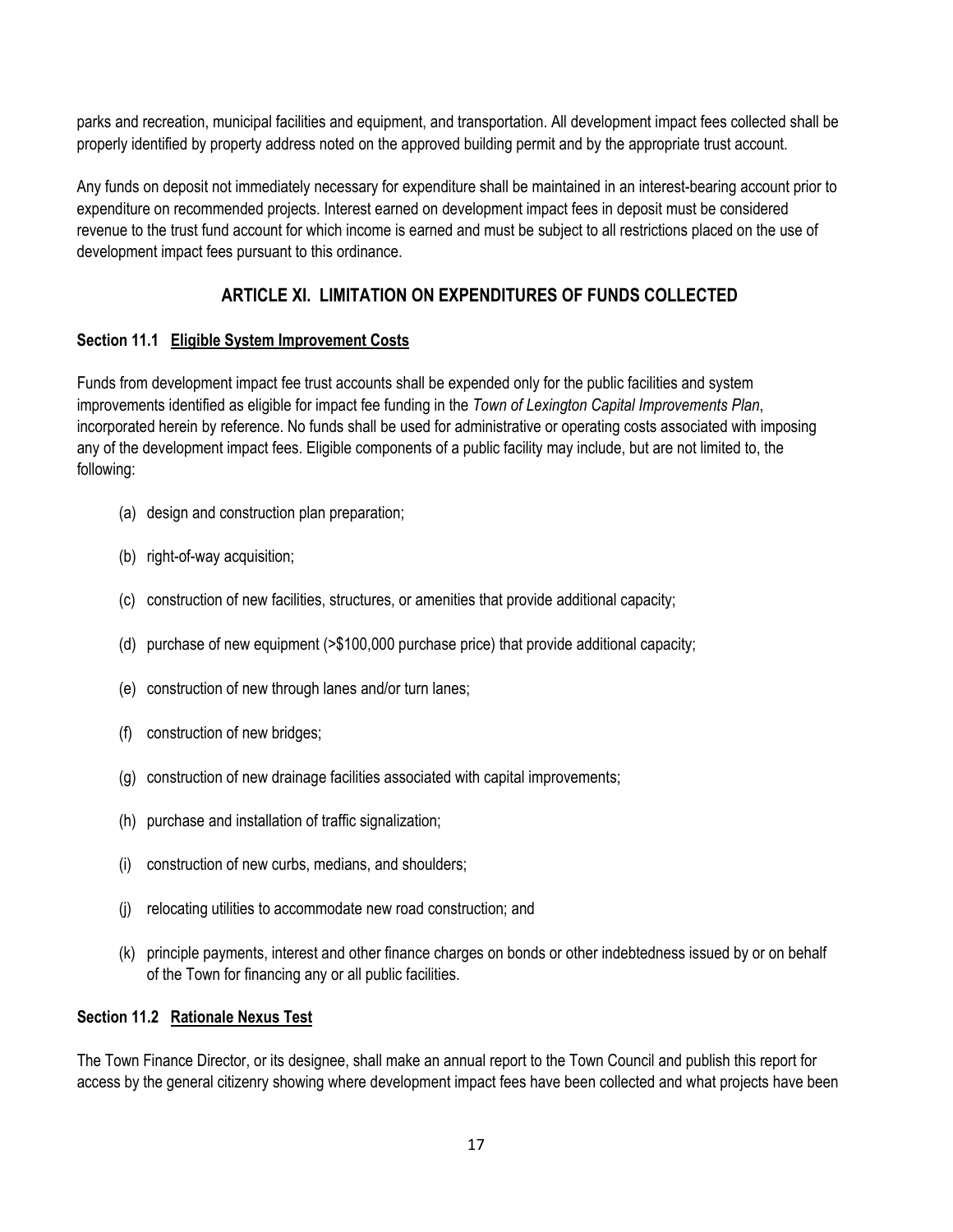parks and recreation, municipal facilities and equipment, and transportation. All development impact fees collected shall be properly identified by property address noted on the approved building permit and by the appropriate trust account.

Any funds on deposit not immediately necessary for expenditure shall be maintained in an interest-bearing account prior to expenditure on recommended projects. Interest earned on development impact fees in deposit must be considered revenue to the trust fund account for which income is earned and must be subject to all restrictions placed on the use of development impact fees pursuant to this ordinance.

## ARTICLE XI. LIMITATION ON EXPENDITURES OF FUNDS COLLECTED

### Section 11.1 Eligible System Improvement Costs

Funds from development impact fee trust accounts shall be expended only for the public facilities and system improvements identified as eligible for impact fee funding in the *Town of Lexington Capital Improvements Plan*, incorporated herein by reference. No funds shall be used for administrative or operating costs associated with imposing any of the development impact fees. Eligible components of a public facility may include, but are not limited to, the following:

(a) design and construction plan preparation;

(b) right-of-way acquisition;

(c) construction of new facilities, structures, or amenities that provide additional capacity;

(d) purchase of new equipment (>$100,000 purchase price) that provide additional capacity;

(e) construction of new through lanes and/or turn lanes;

(f) construction of new bridges;

(g) construction of new drainage facilities associated with capital improvements;

(h) purchase and installation of traffic signalization;

(i) construction of new curbs, medians, and shoulders;

(j) relocating utilities to accommodate new road construction; and

(k) principle payments, interest and other finance charges on bonds or other indebtedness issued by or on behalf of the Town for financing any or all public facilities.

### Section 11.2 Rationale Nexus Test

The Town Finance Director, or its designee, shall make an annual report to the Town Council and publish this report for access by the general citizenry showing where development impact fees have been collected and what projects have been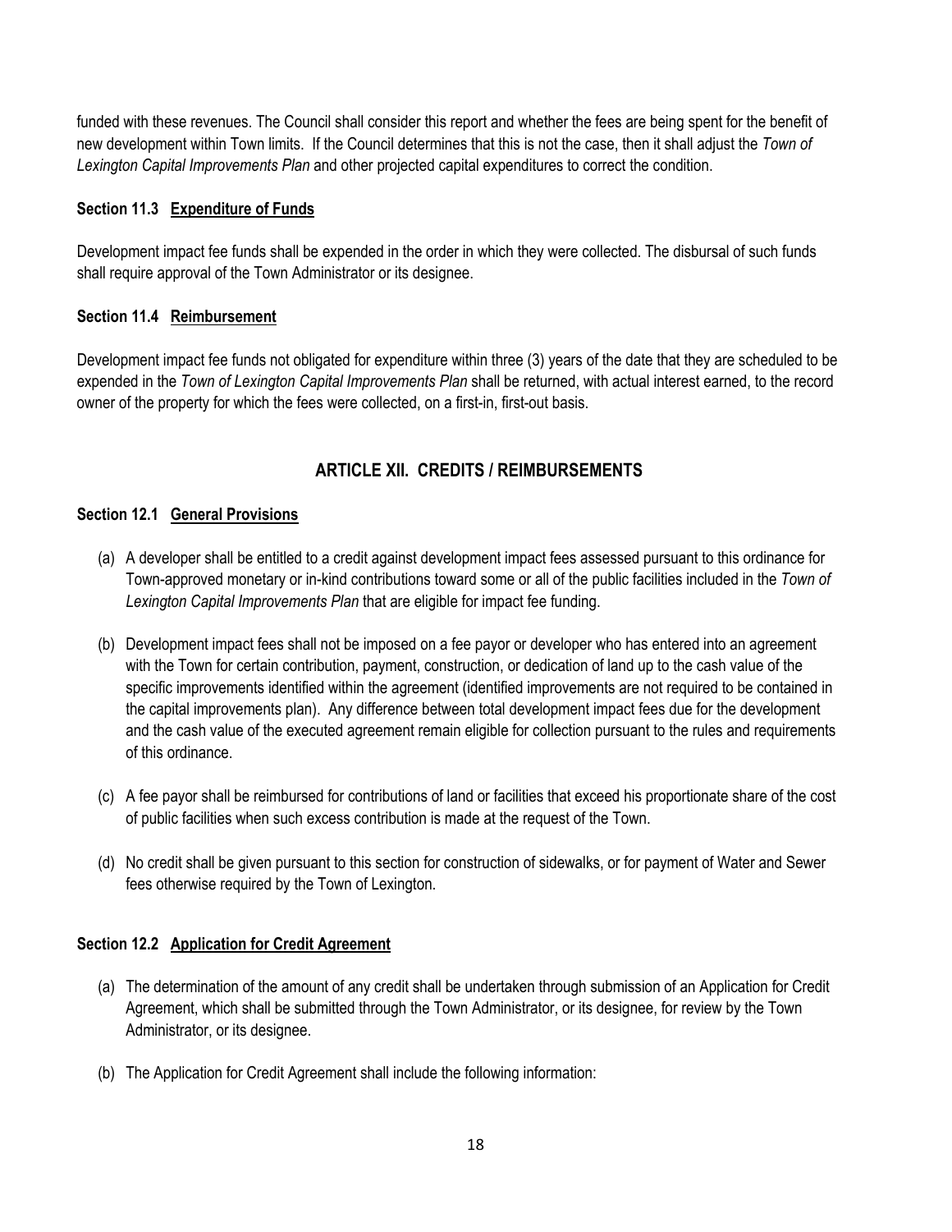funded with these revenues. The Council shall consider this report and whether the fees are being spent for the benefit of new development within Town limits. If the Council determines that this is not the case, then it shall adjust the *Town of Lexington Capital Improvements Plan* and other projected capital expenditures to correct the condition.

### Section 11.3 <u>Expenditure of Funds</u>

Development impact fee funds shall be expended in the order in which they were collected. The disbursal of such funds shall require approval of the Town Administrator or its designee.

### Section 11.4 <u>Reimbursement</u>

Development impact fee funds not obligated for expenditure within three (3) years of the date that they are scheduled to be expended in the *Town of Lexington Capital Improvements Plan* shall be returned, with actual interest earned, to the record owner of the property for which the fees were collected, on a first-in, first-out basis.

## ARTICLE XII. CREDITS / REIMBURSEMENTS

### Section 12.1 <u>General Provisions</u>

(a) A developer shall be entitled to a credit against development impact fees assessed pursuant to this ordinance for Town-approved monetary or in-kind contributions toward some or all of the public facilities included in the *Town of Lexington Capital Improvements Plan* that are eligible for impact fee funding.

(b) Development impact fees shall not be imposed on a fee payor or developer who has entered into an agreement with the Town for certain contribution, payment, construction, or dedication of land up to the cash value of the specific improvements identified within the agreement (identified improvements are not required to be contained in the capital improvements plan). Any difference between total development impact fees due for the development and the cash value of the executed agreement remain eligible for collection pursuant to the rules and requirements of this ordinance.

(c) A fee payor shall be reimbursed for contributions of land or facilities that exceed his proportionate share of the cost of public facilities when such excess contribution is made at the request of the Town.

(d) No credit shall be given pursuant to this section for construction of sidewalks, or for payment of Water and Sewer fees otherwise required by the Town of Lexington.

### Section 12.2 <u>Application for Credit Agreement</u>

(a) The determination of the amount of any credit shall be undertaken through submission of an Application for Credit Agreement, which shall be submitted through the Town Administrator, or its designee, for review by the Town Administrator, or its designee.

(b) The Application for Credit Agreement shall include the following information: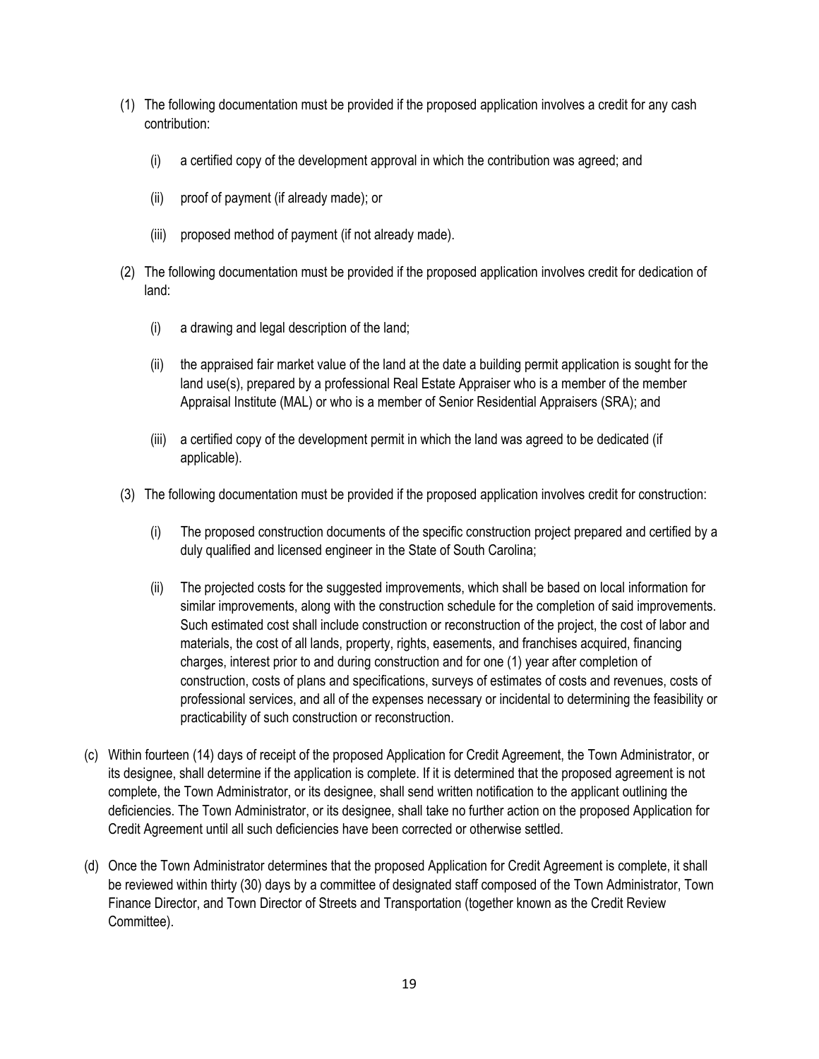(1) The following documentation must be provided if the proposed application involves a credit for any cash contribution:

   (i) a certified copy of the development approval in which the contribution was agreed; and

   (ii) proof of payment (if already made); or

   (iii) proposed method of payment (if not already made).

(2) The following documentation must be provided if the proposed application involves credit for dedication of land:

   (i) a drawing and legal description of the land;

   (ii) the appraised fair market value of the land at the date a building permit application is sought for the land use(s), prepared by a professional Real Estate Appraiser who is a member of the member Appraisal Institute (MAL) or who is a member of Senior Residential Appraisers (SRA); and

   (iii) a certified copy of the development permit in which the land was agreed to be dedicated (if applicable).

(3) The following documentation must be provided if the proposed application involves credit for construction:

   (i) The proposed construction documents of the specific construction project prepared and certified by a duly qualified and licensed engineer in the State of South Carolina;

   (ii) The projected costs for the suggested improvements, which shall be based on local information for similar improvements, along with the construction schedule for the completion of said improvements. Such estimated cost shall include construction or reconstruction of the project, the cost of labor and materials, the cost of all lands, property, rights, easements, and franchises acquired, financing charges, interest prior to and during construction and for one (1) year after completion of construction, costs of plans and specifications, surveys of estimates of costs and revenues, costs of professional services, and all of the expenses necessary or incidental to determining the feasibility or practicability of such construction or reconstruction.

(c) Within fourteen (14) days of receipt of the proposed Application for Credit Agreement, the Town Administrator, or its designee, shall determine if the application is complete. If it is determined that the proposed agreement is not complete, the Town Administrator, or its designee, shall send written notification to the applicant outlining the deficiencies. The Town Administrator, or its designee, shall take no further action on the proposed Application for Credit Agreement until all such deficiencies have been corrected or otherwise settled.

(d) Once the Town Administrator determines that the proposed Application for Credit Agreement is complete, it shall be reviewed within thirty (30) days by a committee of designated staff composed of the Town Administrator, Town Finance Director, and Town Director of Streets and Transportation (together known as the Credit Review Committee).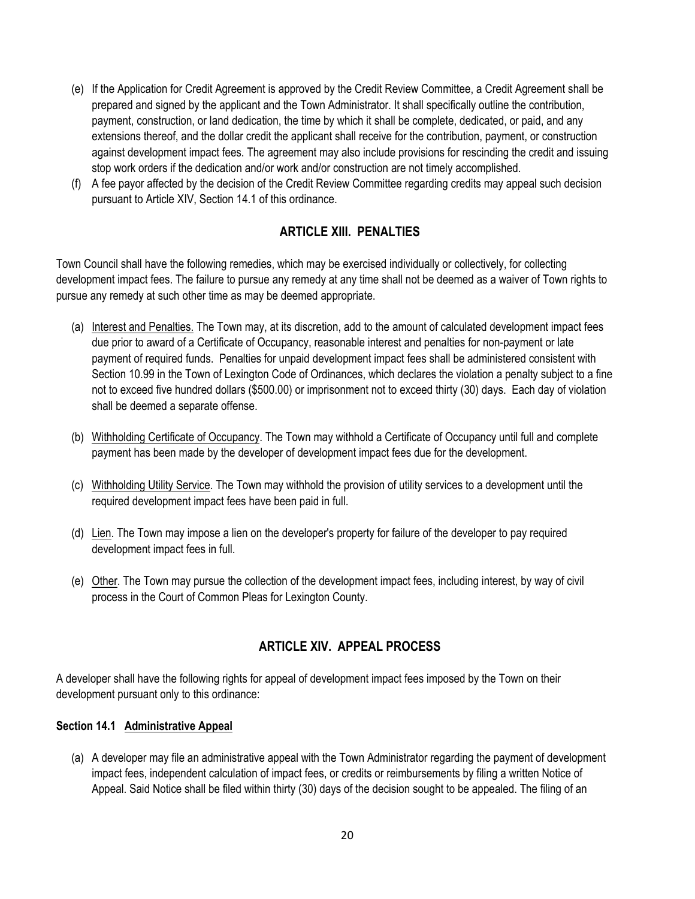(e) If the Application for Credit Agreement is approved by the Credit Review Committee, a Credit Agreement shall be prepared and signed by the applicant and the Town Administrator. It shall specifically outline the contribution, payment, construction, or land dedication, the time by which it shall be complete, dedicated, or paid, and any extensions thereof, and the dollar credit the applicant shall receive for the contribution, payment, or construction against development impact fees. The agreement may also include provisions for rescinding the credit and issuing stop work orders if the dedication and/or work and/or construction are not timely accomplished.

(f) A fee payor affected by the decision of the Credit Review Committee regarding credits may appeal such decision pursuant to Article XIV, Section 14.1 of this ordinance.

## ARTICLE XIII. PENALTIES

Town Council shall have the following remedies, which may be exercised individually or collectively, for collecting development impact fees. The failure to pursue any remedy at any time shall not be deemed as a waiver of Town rights to pursue any remedy at such other time as may be deemed appropriate.

(a) <u>Interest and Penalties.</u> The Town may, at its discretion, add to the amount of calculated development impact fees due prior to award of a Certificate of Occupancy, reasonable interest and penalties for non-payment or late payment of required funds. Penalties for unpaid development impact fees shall be administered consistent with Section 10.99 in the Town of Lexington Code of Ordinances, which declares the violation a penalty subject to a fine not to exceed five hundred dollars ($500.00) or imprisonment not to exceed thirty (30) days. Each day of violation shall be deemed a separate offense.

(b) <u>Withholding Certificate of Occupancy</u>. The Town may withhold a Certificate of Occupancy until full and complete payment has been made by the developer of development impact fees due for the development.

(c) <u>Withholding Utility Service</u>. The Town may withhold the provision of utility services to a development until the required development impact fees have been paid in full.

(d) <u>Lien</u>. The Town may impose a lien on the developer's property for failure of the developer to pay required development impact fees in full.

(e) <u>Other</u>. The Town may pursue the collection of the development impact fees, including interest, by way of civil process in the Court of Common Pleas for Lexington County.

## ARTICLE XIV. APPEAL PROCESS

A developer shall have the following rights for appeal of development impact fees imposed by the Town on their development pursuant only to this ordinance:

### Section 14.1 <u>Administrative Appeal</u>

(a) A developer may file an administrative appeal with the Town Administrator regarding the payment of development impact fees, independent calculation of impact fees, or credits or reimbursements by filing a written Notice of Appeal. Said Notice shall be filed within thirty (30) days of the decision sought to be appealed. The filing of an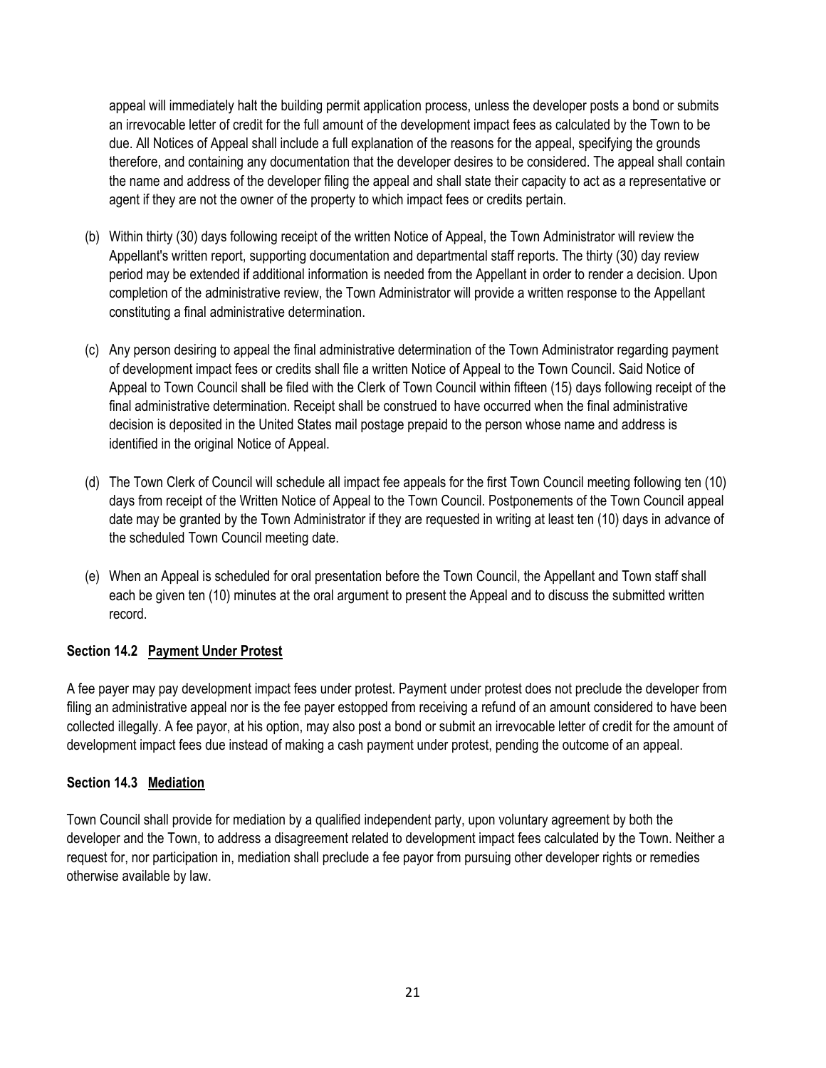appeal will immediately halt the building permit application process, unless the developer posts a bond or submits an irrevocable letter of credit for the full amount of the development impact fees as calculated by the Town to be due. All Notices of Appeal shall include a full explanation of the reasons for the appeal, specifying the grounds therefore, and containing any documentation that the developer desires to be considered. The appeal shall contain the name and address of the developer filing the appeal and shall state their capacity to act as a representative or agent if they are not the owner of the property to which impact fees or credits pertain.

(b) Within thirty (30) days following receipt of the written Notice of Appeal, the Town Administrator will review the Appellant's written report, supporting documentation and departmental staff reports. The thirty (30) day review period may be extended if additional information is needed from the Appellant in order to render a decision. Upon completion of the administrative review, the Town Administrator will provide a written response to the Appellant constituting a final administrative determination.

(c) Any person desiring to appeal the final administrative determination of the Town Administrator regarding payment of development impact fees or credits shall file a written Notice of Appeal to the Town Council. Said Notice of Appeal to Town Council shall be filed with the Clerk of Town Council within fifteen (15) days following receipt of the final administrative determination. Receipt shall be construed to have occurred when the final administrative decision is deposited in the United States mail postage prepaid to the person whose name and address is identified in the original Notice of Appeal.

(d) The Town Clerk of Council will schedule all impact fee appeals for the first Town Council meeting following ten (10) days from receipt of the Written Notice of Appeal to the Town Council. Postponements of the Town Council appeal date may be granted by the Town Administrator if they are requested in writing at least ten (10) days in advance of the scheduled Town Council meeting date.

(e) When an Appeal is scheduled for oral presentation before the Town Council, the Appellant and Town staff shall each be given ten (10) minutes at the oral argument to present the Appeal and to discuss the submitted written record.

**Section 14.2 Payment Under Protest**

A fee payer may pay development impact fees under protest. Payment under protest does not preclude the developer from filing an administrative appeal nor is the fee payer estopped from receiving a refund of an amount considered to have been collected illegally. A fee payor, at his option, may also post a bond or submit an irrevocable letter of credit for the amount of development impact fees due instead of making a cash payment under protest, pending the outcome of an appeal.

**Section 14.3 Mediation**

Town Council shall provide for mediation by a qualified independent party, upon voluntary agreement by both the developer and the Town, to address a disagreement related to development impact fees calculated by the Town. Neither a request for, nor participation in, mediation shall preclude a fee payor from pursuing other developer rights or remedies otherwise available by law.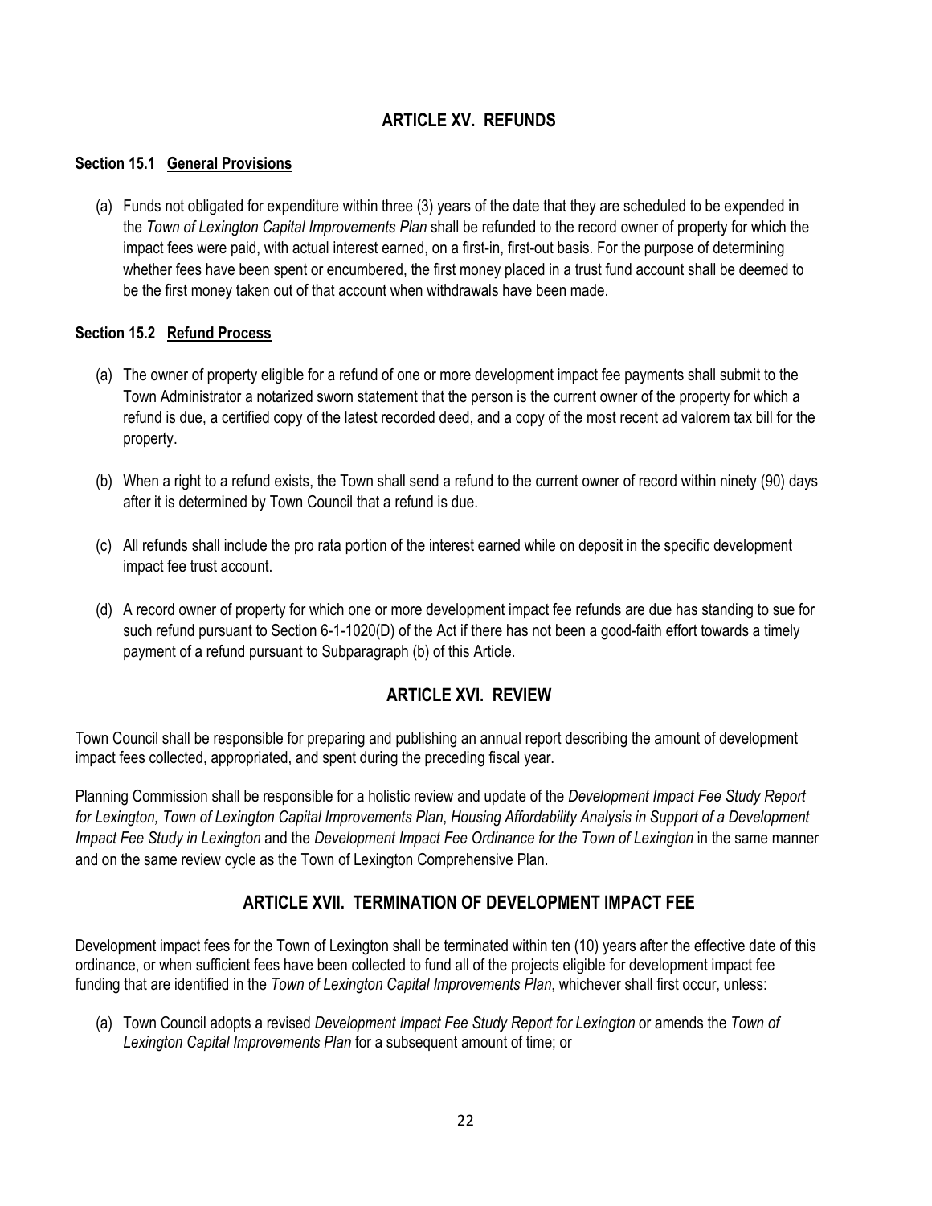## ARTICLE XV. REFUNDS

**Section 15.1 General Provisions**

(a) Funds not obligated for expenditure within three (3) years of the date that they are scheduled to be expended in the *Town of Lexington Capital Improvements Plan* shall be refunded to the record owner of property for which the impact fees were paid, with actual interest earned, on a first-in, first-out basis. For the purpose of determining whether fees have been spent or encumbered, the first money placed in a trust fund account shall be deemed to be the first money taken out of that account when withdrawals have been made.

**Section 15.2 Refund Process**

(a) The owner of property eligible for a refund of one or more development impact fee payments shall submit to the Town Administrator a notarized sworn statement that the person is the current owner of the property for which a refund is due, a certified copy of the latest recorded deed, and a copy of the most recent ad valorem tax bill for the property.

(b) When a right to a refund exists, the Town shall send a refund to the current owner of record within ninety (90) days after it is determined by Town Council that a refund is due.

(c) All refunds shall include the pro rata portion of the interest earned while on deposit in the specific development impact fee trust account.

(d) A record owner of property for which one or more development impact fee refunds are due has standing to sue for such refund pursuant to Section 6-1-1020(D) of the Act if there has not been a good-faith effort towards a timely payment of a refund pursuant to Subparagraph (b) of this Article.

## ARTICLE XVI. REVIEW

Town Council shall be responsible for preparing and publishing an annual report describing the amount of development impact fees collected, appropriated, and spent during the preceding fiscal year.

Planning Commission shall be responsible for a holistic review and update of the *Development Impact Fee Study Report for Lexington, Town of Lexington Capital Improvements Plan*, *Housing Affordability Analysis in Support of a Development Impact Fee Study in Lexington* and the *Development Impact Fee Ordinance for the Town of Lexington* in the same manner and on the same review cycle as the Town of Lexington Comprehensive Plan.

## ARTICLE XVII. TERMINATION OF DEVELOPMENT IMPACT FEE

Development impact fees for the Town of Lexington shall be terminated within ten (10) years after the effective date of this ordinance, or when sufficient fees have been collected to fund all of the projects eligible for development impact fee funding that are identified in the *Town of Lexington Capital Improvements Plan*, whichever shall first occur, unless:

(a) Town Council adopts a revised *Development Impact Fee Study Report for Lexington* or amends the *Town of Lexington Capital Improvements Plan* for a subsequent amount of time; or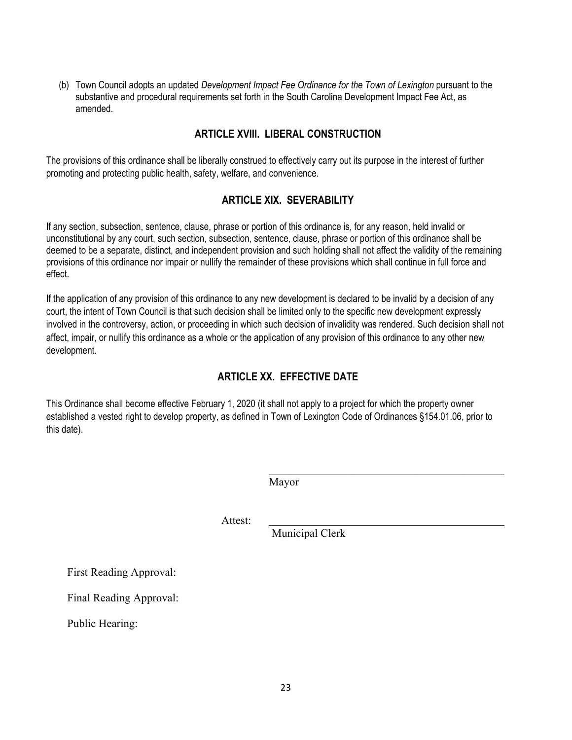(b) Town Council adopts an updated *Development Impact Fee Ordinance for the Town of Lexington* pursuant to the substantive and procedural requirements set forth in the South Carolina Development Impact Fee Act, as amended.

## ARTICLE XVIII. LIBERAL CONSTRUCTION

The provisions of this ordinance shall be liberally construed to effectively carry out its purpose in the interest of further promoting and protecting public health, safety, welfare, and convenience.

## ARTICLE XIX. SEVERABILITY

If any section, subsection, sentence, clause, phrase or portion of this ordinance is, for any reason, held invalid or unconstitutional by any court, such section, subsection, sentence, clause, phrase or portion of this ordinance shall be deemed to be a separate, distinct, and independent provision and such holding shall not affect the validity of the remaining provisions of this ordinance nor impair or nullify the remainder of these provisions which shall continue in full force and effect.

If the application of any provision of this ordinance to any new development is declared to be invalid by a decision of any court, the intent of Town Council is that such decision shall be limited only to the specific new development expressly involved in the controversy, action, or proceeding in which such decision of invalidity was rendered. Such decision shall not affect, impair, or nullify this ordinance as a whole or the application of any provision of this ordinance to any other new development.

## ARTICLE XX. EFFECTIVE DATE

This Ordinance shall become effective February 1, 2020 (it shall not apply to a project for which the property owner established a vested right to develop property, as defined in Town of Lexington Code of Ordinances §154.01.06, prior to this date).

\_\_\_\_\_\_\_\_\_\_\_\_\_\_\_\_\_\_\_\_\_\_\_\_\_\_\_\_\_\_\_\_\_\_\_\_
Mayor

Attest: \_\_\_\_\_\_\_\_\_\_\_\_\_\_\_\_\_\_\_\_\_\_\_\_\_\_\_\_\_\_\_\_\_\_\_\_
Municipal Clerk

First Reading Approval:

Final Reading Approval:

Public Hearing: